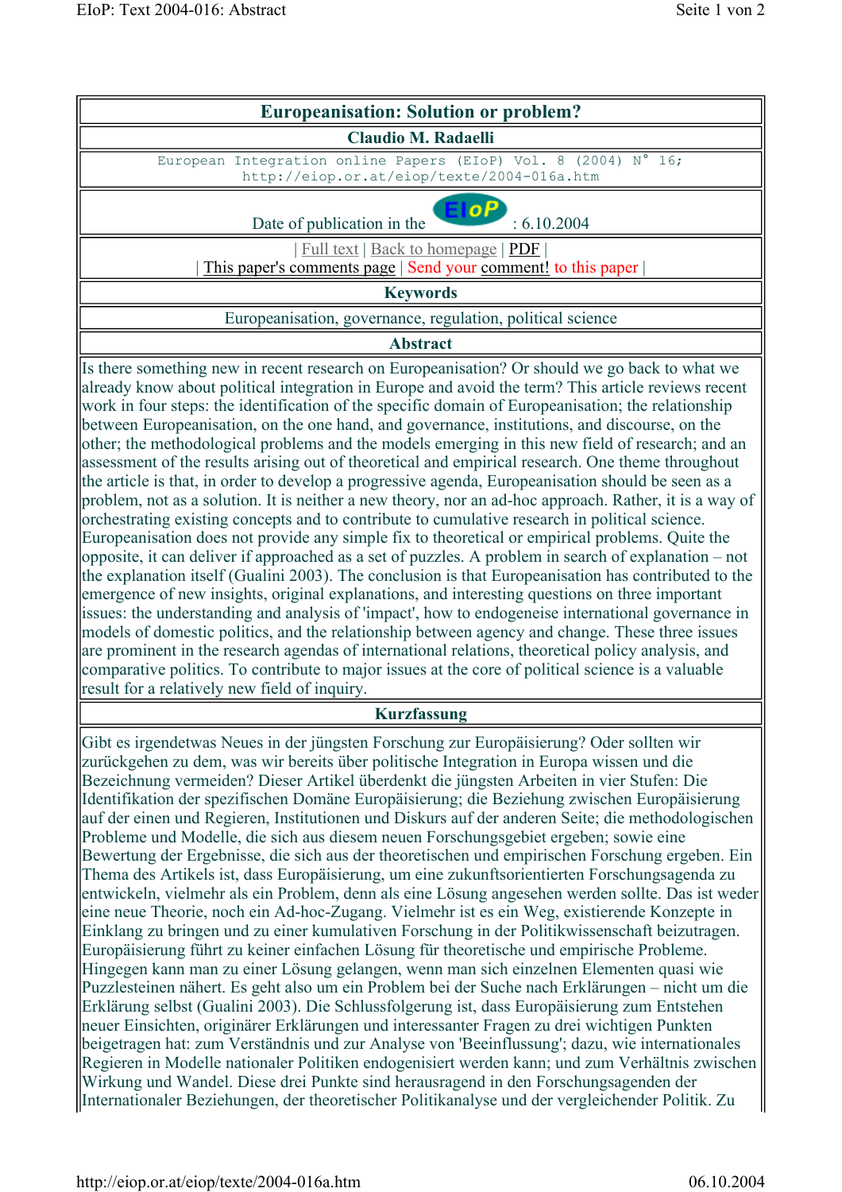# Europeanisation: Solution or problem?

**Claudio M. Radaelli**

European Integration online Papers (EIoP) Vol. 8 (2004) N° 16;
http://eiop.or.at/eiop/texte/2004-016a.htm

Date of publication in the EIoP : 6.10.2004

| Full text | Back to homepage | PDF |
| This paper's comments page | Send your comment! to this paper |

## Keywords

Europeanisation, governance, regulation, political science

## Abstract

Is there something new in recent research on Europeanisation? Or should we go back to what we already know about political integration in Europe and avoid the term? This article reviews recent work in four steps: the identification of the specific domain of Europeanisation; the relationship between Europeanisation, on the one hand, and governance, institutions, and discourse, on the other; the methodological problems and the models emerging in this new field of research; and an assessment of the results arising out of theoretical and empirical research. One theme throughout the article is that, in order to develop a progressive agenda, Europeanisation should be seen as a problem, not as a solution. It is neither a new theory, nor an ad-hoc approach. Rather, it is a way of orchestrating existing concepts and to contribute to cumulative research in political science. Europeanisation does not provide any simple fix to theoretical or empirical problems. Quite the opposite, it can deliver if approached as a set of puzzles. A problem in search of explanation – not the explanation itself (Gualini 2003). The conclusion is that Europeanisation has contributed to the emergence of new insights, original explanations, and interesting questions on three important issues: the understanding and analysis of 'impact', how to endogeneise international governance in models of domestic politics, and the relationship between agency and change. These three issues are prominent in the research agendas of international relations, theoretical policy analysis, and comparative politics. To contribute to major issues at the core of political science is a valuable result for a relatively new field of inquiry.

## Kurzfassung

Gibt es irgendetwas Neues in der jüngsten Forschung zur Europäisierung? Oder sollten wir zurückgehen zu dem, was wir bereits über politische Integration in Europa wissen und die Bezeichnung vermeiden? Dieser Artikel überdenkt die jüngsten Arbeiten in vier Stufen: Die Identifikation der spezifischen Domäne Europäisierung; die Beziehung zwischen Europäisierung auf der einen und Regieren, Institutionen und Diskurs auf der anderen Seite; die methodologischen Probleme und Modelle, die sich aus diesem neuen Forschungsgebiet ergeben; sowie eine Bewertung der Ergebnisse, die sich aus der theoretischen und empirischen Forschung ergeben. Ein Thema des Artikels ist, dass Europäisierung, um eine zukunftsorientierten Forschungsagenda zu entwickeln, vielmehr als ein Problem, denn als eine Lösung angesehen werden sollte. Das ist weder eine neue Theorie, noch ein Ad-hoc-Zugang. Vielmehr ist es ein Weg, existierende Konzepte in Einklang zu bringen und zu einer kumulativen Forschung in der Politikwissenschaft beizutragen. Europäisierung führt zu keiner einfachen Lösung für theoretische und empirische Probleme. Hingegen kann man zu einer Lösung gelangen, wenn man sich einzelnen Elementen quasi wie Puzzlesteinen nähert. Es geht also um ein Problem bei der Suche nach Erklärungen – nicht um die Erklärung selbst (Gualini 2003). Die Schlussfolgerung ist, dass Europäisierung zum Entstehen neuer Einsichten, originärer Erklärungen und interessanter Fragen zu drei wichtigen Punkten beigetragen hat: zum Verständnis und zur Analyse von 'Beeinflussung'; dazu, wie internationales Regieren in Modelle nationaler Politiken endogenisiert werden kann; und zum Verhältnis zwischen Wirkung und Wandel. Diese drei Punkte sind herausragend in den Forschungsagenden der Internationaler Beziehungen, der theoretischer Politikanalyse und der vergleichender Politik. Zu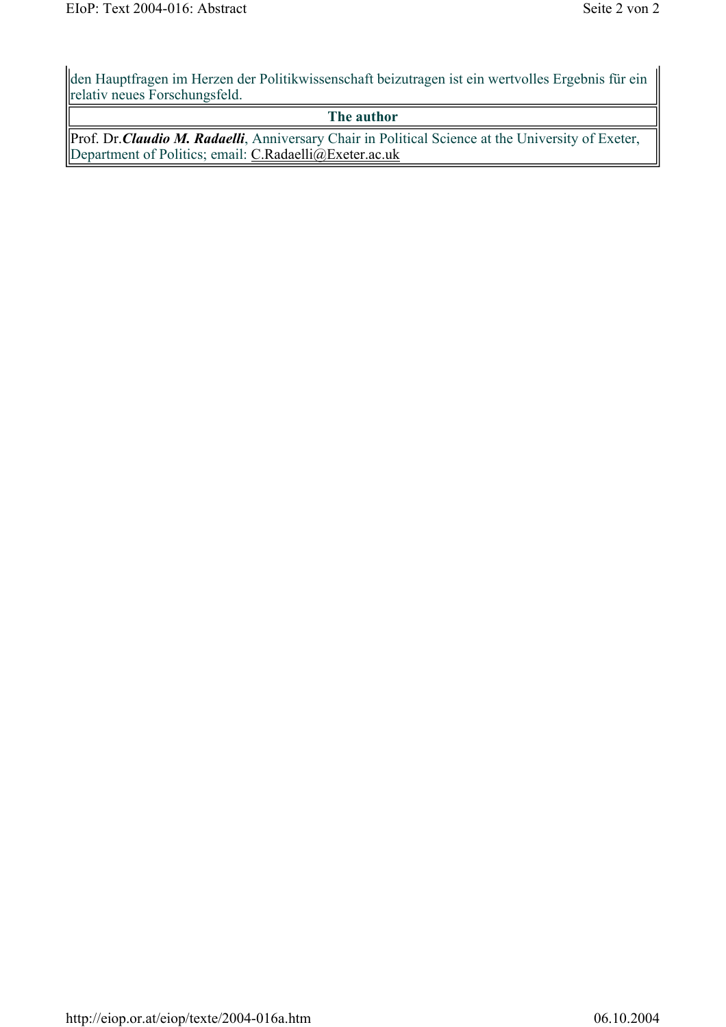den Hauptfragen im Herzen der Politikwissenschaft beizutragen ist ein wertvolles Ergebnis für ein relativ neues Forschungsfeld.

**The author**

Prof. Dr.***Claudio M. Radaelli***, Anniversary Chair in Political Science at the University of Exeter, Department of Politics; email: C.Radaelli@Exeter.ac.uk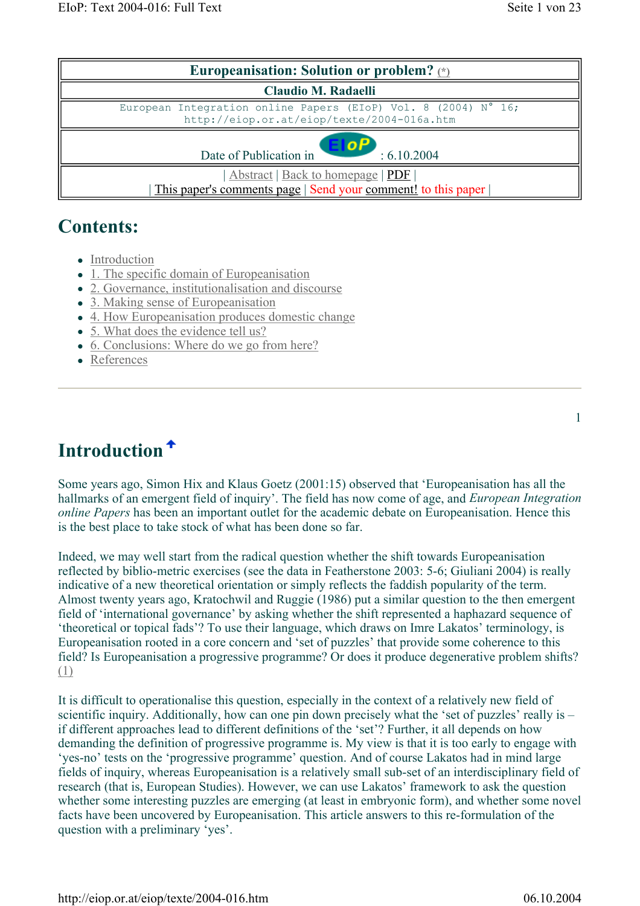| Europeanisation: Solution or problem? (*) |
|---|
| Claudio M. Radaelli |
| European Integration online Papers (EIoP) Vol. 8 (2004) N° 16; http://eiop.or.at/eiop/texte/2004-016a.htm |
| Date of Publication in EIoP : 6.10.2004 |
| \| Abstract \| Back to homepage \| PDF \| <br> \| This paper's comments page \| Send your comment! to this paper \| |

## Contents:

- Introduction
- 1. The specific domain of Europeanisation
- 2. Governance, institutionalisation and discourse
- 3. Making sense of Europeanisation
- 4. How Europeanisation produces domestic change
- 5. What does the evidence tell us?
- 6. Conclusions: Where do we go from here?
- References

---

## Introduction

Some years ago, Simon Hix and Klaus Goetz (2001:15) observed that 'Europeanisation has all the hallmarks of an emergent field of inquiry'. The field has now come of age, and *European Integration online Papers* has been an important outlet for the academic debate on Europeanisation. Hence this is the best place to take stock of what has been done so far.

Indeed, we may well start from the radical question whether the shift towards Europeanisation reflected by biblio-metric exercises (see the data in Featherstone 2003: 5-6; Giuliani 2004) is really indicative of a new theoretical orientation or simply reflects the faddish popularity of the term. Almost twenty years ago, Kratochwil and Ruggie (1986) put a similar question to the then emergent field of 'international governance' by asking whether the shift represented a haphazard sequence of 'theoretical or topical fads'? To use their language, which draws on Imre Lakatos' terminology, is Europeanisation rooted in a core concern and 'set of puzzles' that provide some coherence to this field? Is Europeanisation a progressive programme? Or does it produce degenerative problem shifts? (1)

It is difficult to operationalise this question, especially in the context of a relatively new field of scientific inquiry. Additionally, how can one pin down precisely what the 'set of puzzles' really is – if different approaches lead to different definitions of the 'set'? Further, it all depends on how demanding the definition of progressive programme is. My view is that it is too early to engage with 'yes-no' tests on the 'progressive programme' question. And of course Lakatos had in mind large fields of inquiry, whereas Europeanisation is a relatively small sub-set of an interdisciplinary field of research (that is, European Studies). However, we can use Lakatos' framework to ask the question whether some interesting puzzles are emerging (at least in embryonic form), and whether some novel facts have been uncovered by Europeanisation. This article answers to this re-formulation of the question with a preliminary 'yes'.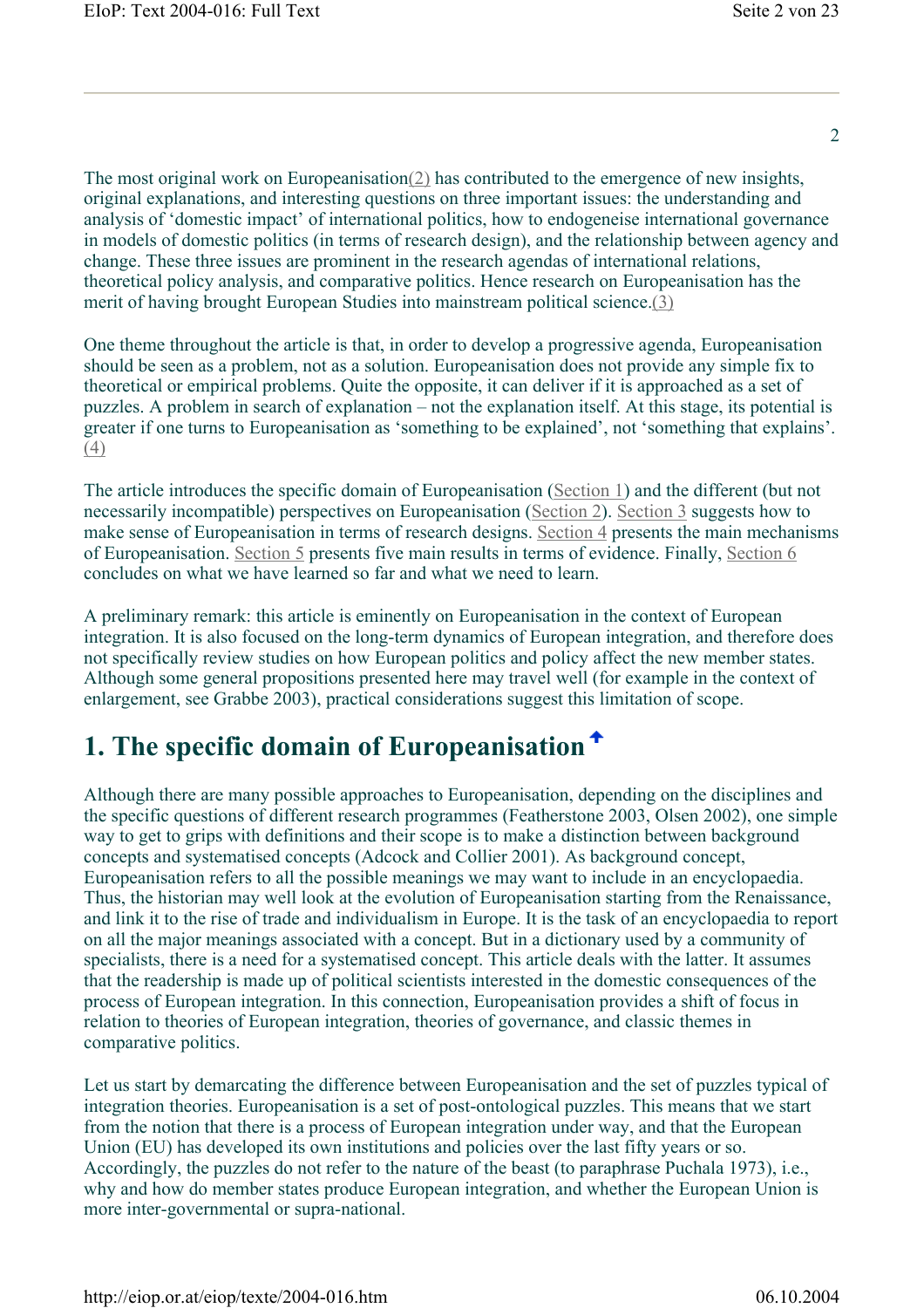The most original work on Europeanisation[2] has contributed to the emergence of new insights, original explanations, and interesting questions on three important issues: the understanding and analysis of 'domestic impact' of international politics, how to endogeneise international governance in models of domestic politics (in terms of research design), and the relationship between agency and change. These three issues are prominent in the research agendas of international relations, theoretical policy analysis, and comparative politics. Hence research on Europeanisation has the merit of having brought European Studies into mainstream political science.[3]

One theme throughout the article is that, in order to develop a progressive agenda, Europeanisation should be seen as a problem, not as a solution. Europeanisation does not provide any simple fix to theoretical or empirical problems. Quite the opposite, it can deliver if it is approached as a set of puzzles. A problem in search of explanation – not the explanation itself. At this stage, its potential is greater if one turns to Europeanisation as 'something to be explained', not 'something that explains'.[4]

The article introduces the specific domain of Europeanisation (Section 1) and the different (but not necessarily incompatible) perspectives on Europeanisation (Section 2). Section 3 suggests how to make sense of Europeanisation in terms of research designs. Section 4 presents the main mechanisms of Europeanisation. Section 5 presents five main results in terms of evidence. Finally, Section 6 concludes on what we have learned so far and what we need to learn.

A preliminary remark: this article is eminently on Europeanisation in the context of European integration. It is also focused on the long-term dynamics of European integration, and therefore does not specifically review studies on how European politics and policy affect the new member states. Although some general propositions presented here may travel well (for example in the context of enlargement, see Grabbe 2003), practical considerations suggest this limitation of scope.

## 1. The specific domain of Europeanisation

Although there are many possible approaches to Europeanisation, depending on the disciplines and the specific questions of different research programmes (Featherstone 2003, Olsen 2002), one simple way to get to grips with definitions and their scope is to make a distinction between background concepts and systematised concepts (Adcock and Collier 2001). As background concept, Europeanisation refers to all the possible meanings we may want to include in an encyclopaedia. Thus, the historian may well look at the evolution of Europeanisation starting from the Renaissance, and link it to the rise of trade and individualism in Europe. It is the task of an encyclopaedia to report on all the major meanings associated with a concept. But in a dictionary used by a community of specialists, there is a need for a systematised concept. This article deals with the latter. It assumes that the readership is made up of political scientists interested in the domestic consequences of the process of European integration. In this connection, Europeanisation provides a shift of focus in relation to theories of European integration, theories of governance, and classic themes in comparative politics.

Let us start by demarcating the difference between Europeanisation and the set of puzzles typical of integration theories. Europeanisation is a set of post-ontological puzzles. This means that we start from the notion that there is a process of European integration under way, and that the European Union (EU) has developed its own institutions and policies over the last fifty years or so. Accordingly, the puzzles do not refer to the nature of the beast (to paraphrase Puchala 1973), i.e., why and how do member states produce European integration, and whether the European Union is more inter-governmental or supra-national.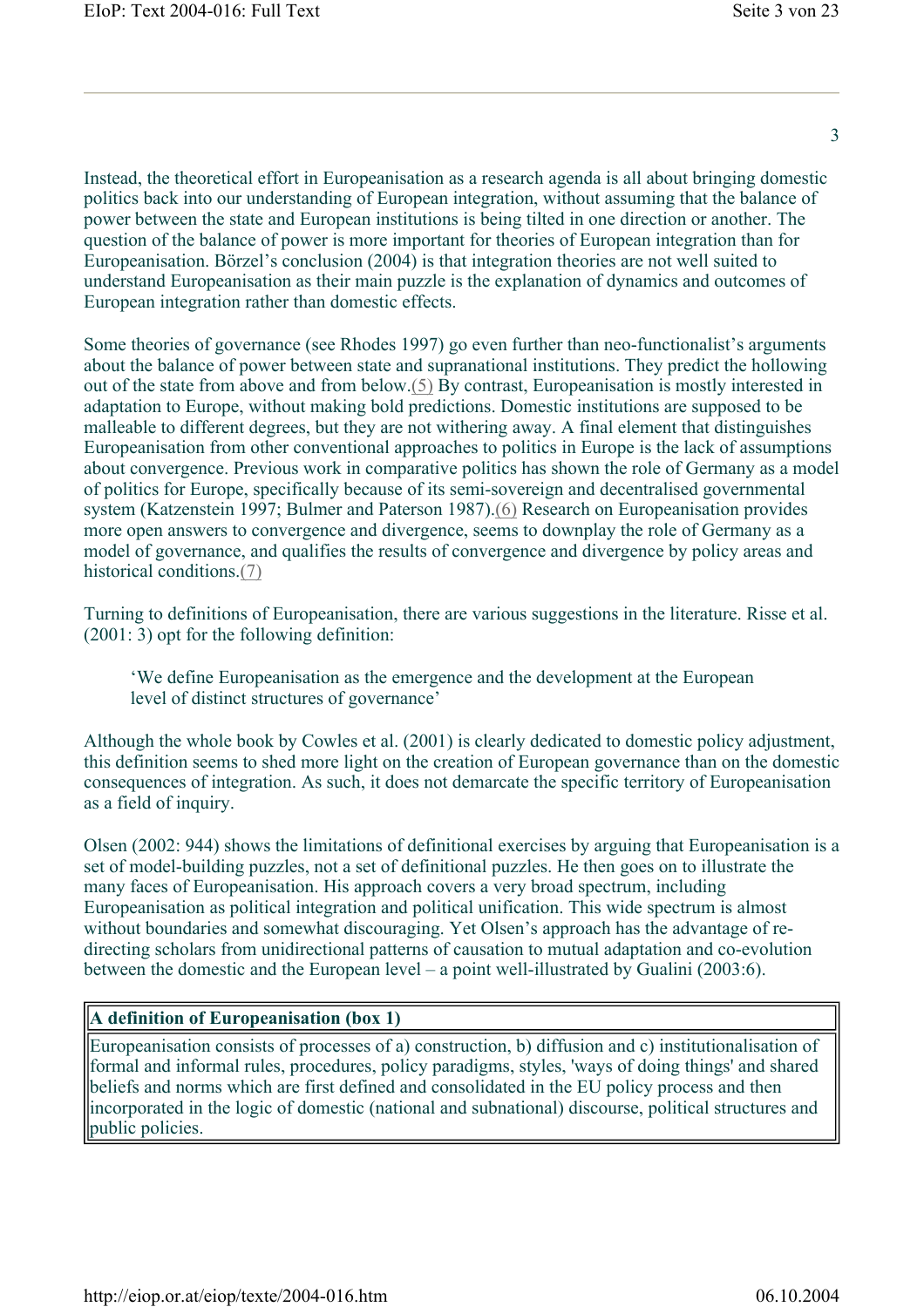Instead, the theoretical effort in Europeanisation as a research agenda is all about bringing domestic politics back into our understanding of European integration, without assuming that the balance of power between the state and European institutions is being tilted in one direction or another. The question of the balance of power is more important for theories of European integration than for Europeanisation. Börzel's conclusion (2004) is that integration theories are not well suited to understand Europeanisation as their main puzzle is the explanation of dynamics and outcomes of European integration rather than domestic effects.

Some theories of governance (see Rhodes 1997) go even further than neo-functionalist's arguments about the balance of power between state and supranational institutions. They predict the hollowing out of the state from above and from below.(5) By contrast, Europeanisation is mostly interested in adaptation to Europe, without making bold predictions. Domestic institutions are supposed to be malleable to different degrees, but they are not withering away. A final element that distinguishes Europeanisation from other conventional approaches to politics in Europe is the lack of assumptions about convergence. Previous work in comparative politics has shown the role of Germany as a model of politics for Europe, specifically because of its semi-sovereign and decentralised governmental system (Katzenstein 1997; Bulmer and Paterson 1987).(6) Research on Europeanisation provides more open answers to convergence and divergence, seems to downplay the role of Germany as a model of governance, and qualifies the results of convergence and divergence by policy areas and historical conditions.(7)

Turning to definitions of Europeanisation, there are various suggestions in the literature. Risse et al. (2001: 3) opt for the following definition:

> 'We define Europeanisation as the emergence and the development at the European level of distinct structures of governance'

Although the whole book by Cowles et al. (2001) is clearly dedicated to domestic policy adjustment, this definition seems to shed more light on the creation of European governance than on the domestic consequences of integration. As such, it does not demarcate the specific territory of Europeanisation as a field of inquiry.

Olsen (2002: 944) shows the limitations of definitional exercises by arguing that Europeanisation is a set of model-building puzzles, not a set of definitional puzzles. He then goes on to illustrate the many faces of Europeanisation. His approach covers a very broad spectrum, including Europeanisation as political integration and political unification. This wide spectrum is almost without boundaries and somewhat discouraging. Yet Olsen's approach has the advantage of re-directing scholars from unidirectional patterns of causation to mutual adaptation and co-evolution between the domestic and the European level – a point well-illustrated by Gualini (2003:6).

| **A definition of Europeanisation (box 1)** |
|---|
| Europeanisation consists of processes of a) construction, b) diffusion and c) institutionalisation of formal and informal rules, procedures, policy paradigms, styles, 'ways of doing things' and shared beliefs and norms which are first defined and consolidated in the EU policy process and then incorporated in the logic of domestic (national and subnational) discourse, political structures and public policies. |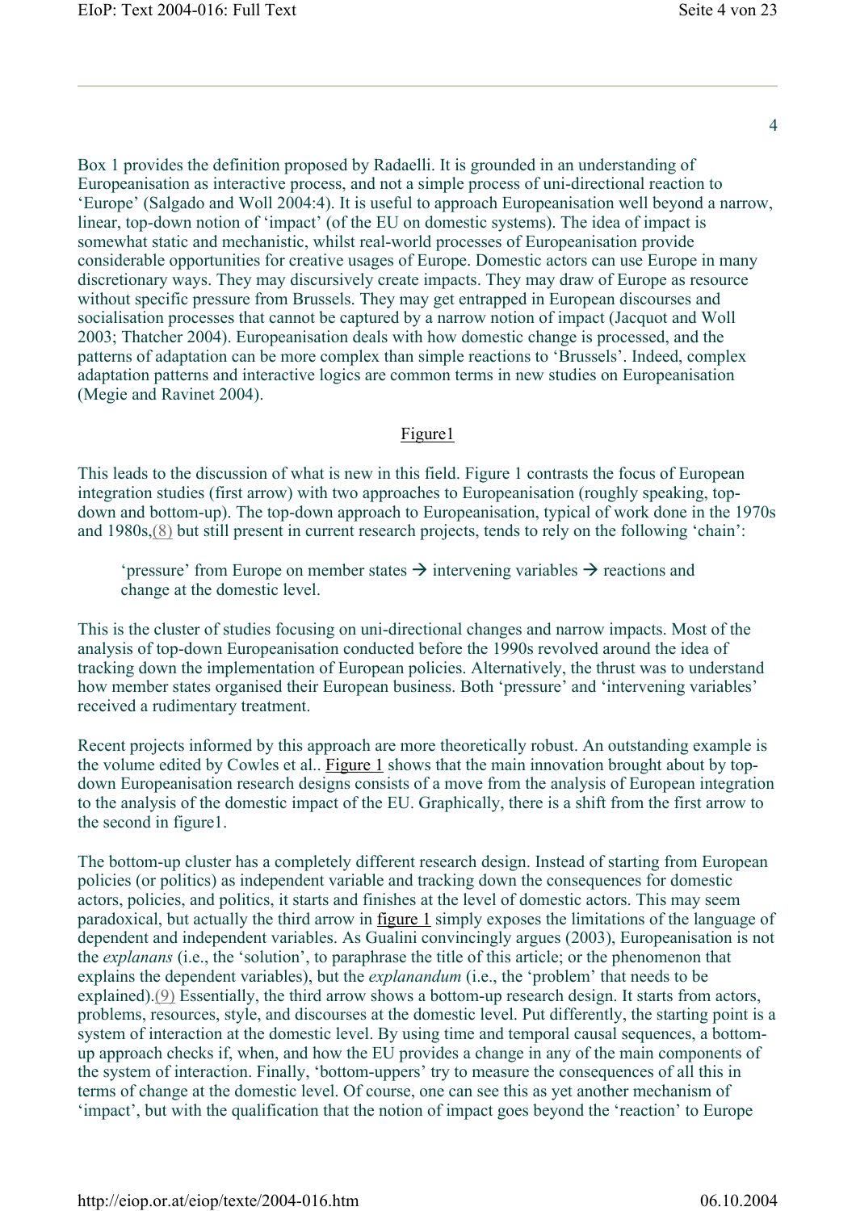Box 1 provides the definition proposed by Radaelli. It is grounded in an understanding of Europeanisation as interactive process, and not a simple process of uni-directional reaction to 'Europe' (Salgado and Woll 2004:4). It is useful to approach Europeanisation well beyond a narrow, linear, top-down notion of 'impact' (of the EU on domestic systems). The idea of impact is somewhat static and mechanistic, whilst real-world processes of Europeanisation provide considerable opportunities for creative usages of Europe. Domestic actors can use Europe in many discretionary ways. They may discursively create impacts. They may draw of Europe as resource without specific pressure from Brussels. They may get entrapped in European discourses and socialisation processes that cannot be captured by a narrow notion of impact (Jacquot and Woll 2003; Thatcher 2004). Europeanisation deals with how domestic change is processed, and the patterns of adaptation can be more complex than simple reactions to 'Brussels'. Indeed, complex adaptation patterns and interactive logics are common terms in new studies on Europeanisation (Megie and Ravinet 2004).

Figure1

This leads to the discussion of what is new in this field. Figure 1 contrasts the focus of European integration studies (first arrow) with two approaches to Europeanisation (roughly speaking, top-down and bottom-up). The top-down approach to Europeanisation, typical of work done in the 1970s and 1980s,(8) but still present in current research projects, tends to rely on the following 'chain':

> 'pressure' from Europe on member states → intervening variables → reactions and change at the domestic level.

This is the cluster of studies focusing on uni-directional changes and narrow impacts. Most of the analysis of top-down Europeanisation conducted before the 1990s revolved around the idea of tracking down the implementation of European policies. Alternatively, the thrust was to understand how member states organised their European business. Both 'pressure' and 'intervening variables' received a rudimentary treatment.

Recent projects informed by this approach are more theoretically robust. An outstanding example is the volume edited by Cowles et al.. Figure 1 shows that the main innovation brought about by top-down Europeanisation research designs consists of a move from the analysis of European integration to the analysis of the domestic impact of the EU. Graphically, there is a shift from the first arrow to the second in figure1.

The bottom-up cluster has a completely different research design. Instead of starting from European policies (or politics) as independent variable and tracking down the consequences for domestic actors, policies, and politics, it starts and finishes at the level of domestic actors. This may seem paradoxical, but actually the third arrow in figure 1 simply exposes the limitations of the language of dependent and independent variables. As Gualini convincingly argues (2003), Europeanisation is not the *explanans* (i.e., the 'solution', to paraphrase the title of this article; or the phenomenon that explains the dependent variables), but the *explanandum* (i.e., the 'problem' that needs to be explained).(9) Essentially, the third arrow shows a bottom-up research design. It starts from actors, problems, resources, style, and discourses at the domestic level. Put differently, the starting point is a system of interaction at the domestic level. By using time and temporal causal sequences, a bottom-up approach checks if, when, and how the EU provides a change in any of the main components of the system of interaction. Finally, 'bottom-uppers' try to measure the consequences of all this in terms of change at the domestic level. Of course, one can see this as yet another mechanism of 'impact', but with the qualification that the notion of impact goes beyond the 'reaction' to Europe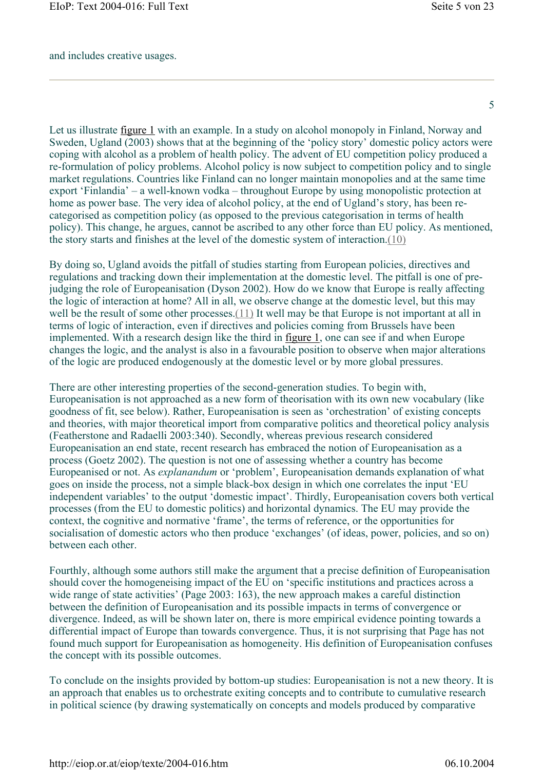and includes creative usages.

---

Let us illustrate figure 1 with an example. In a study on alcohol monopoly in Finland, Norway and Sweden, Ugland (2003) shows that at the beginning of the 'policy story' domestic policy actors were coping with alcohol as a problem of health policy. The advent of EU competition policy produced a re-formulation of policy problems. Alcohol policy is now subject to competition policy and to single market regulations. Countries like Finland can no longer maintain monopolies and at the same time export 'Finlandia' – a well-known vodka – throughout Europe by using monopolistic protection at home as power base. The very idea of alcohol policy, at the end of Ugland's story, has been re-categorised as competition policy (as opposed to the previous categorisation in terms of health policy). This change, he argues, cannot be ascribed to any other force than EU policy. As mentioned, the story starts and finishes at the level of the domestic system of interaction.(10)

By doing so, Ugland avoids the pitfall of studies starting from European policies, directives and regulations and tracking down their implementation at the domestic level. The pitfall is one of pre-judging the role of Europeanisation (Dyson 2002). How do we know that Europe is really affecting the logic of interaction at home? All in all, we observe change at the domestic level, but this may well be the result of some other processes.(11) It well may be that Europe is not important at all in terms of logic of interaction, even if directives and policies coming from Brussels have been implemented. With a research design like the third in figure 1, one can see if and when Europe changes the logic, and the analyst is also in a favourable position to observe when major alterations of the logic are produced endogenously at the domestic level or by more global pressures.

There are other interesting properties of the second-generation studies. To begin with, Europeanisation is not approached as a new form of theorisation with its own new vocabulary (like goodness of fit, see below). Rather, Europeanisation is seen as 'orchestration' of existing concepts and theories, with major theoretical import from comparative politics and theoretical policy analysis (Featherstone and Radaelli 2003:340). Secondly, whereas previous research considered Europeanisation an end state, recent research has embraced the notion of Europeanisation as a process (Goetz 2002). The question is not one of assessing whether a country has become Europeanised or not. As *explanandum* or 'problem', Europeanisation demands explanation of what goes on inside the process, not a simple black-box design in which one correlates the input 'EU independent variables' to the output 'domestic impact'. Thirdly, Europeanisation covers both vertical processes (from the EU to domestic politics) and horizontal dynamics. The EU may provide the context, the cognitive and normative 'frame', the terms of reference, or the opportunities for socialisation of domestic actors who then produce 'exchanges' (of ideas, power, policies, and so on) between each other.

Fourthly, although some authors still make the argument that a precise definition of Europeanisation should cover the homogeneising impact of the EU on 'specific institutions and practices across a wide range of state activities' (Page 2003: 163), the new approach makes a careful distinction between the definition of Europeanisation and its possible impacts in terms of convergence or divergence. Indeed, as will be shown later on, there is more empirical evidence pointing towards a differential impact of Europe than towards convergence. Thus, it is not surprising that Page has not found much support for Europeanisation as homogeneity. His definition of Europeanisation confuses the concept with its possible outcomes.

To conclude on the insights provided by bottom-up studies: Europeanisation is not a new theory. It is an approach that enables us to orchestrate exiting concepts and to contribute to cumulative research in political science (by drawing systematically on concepts and models produced by comparative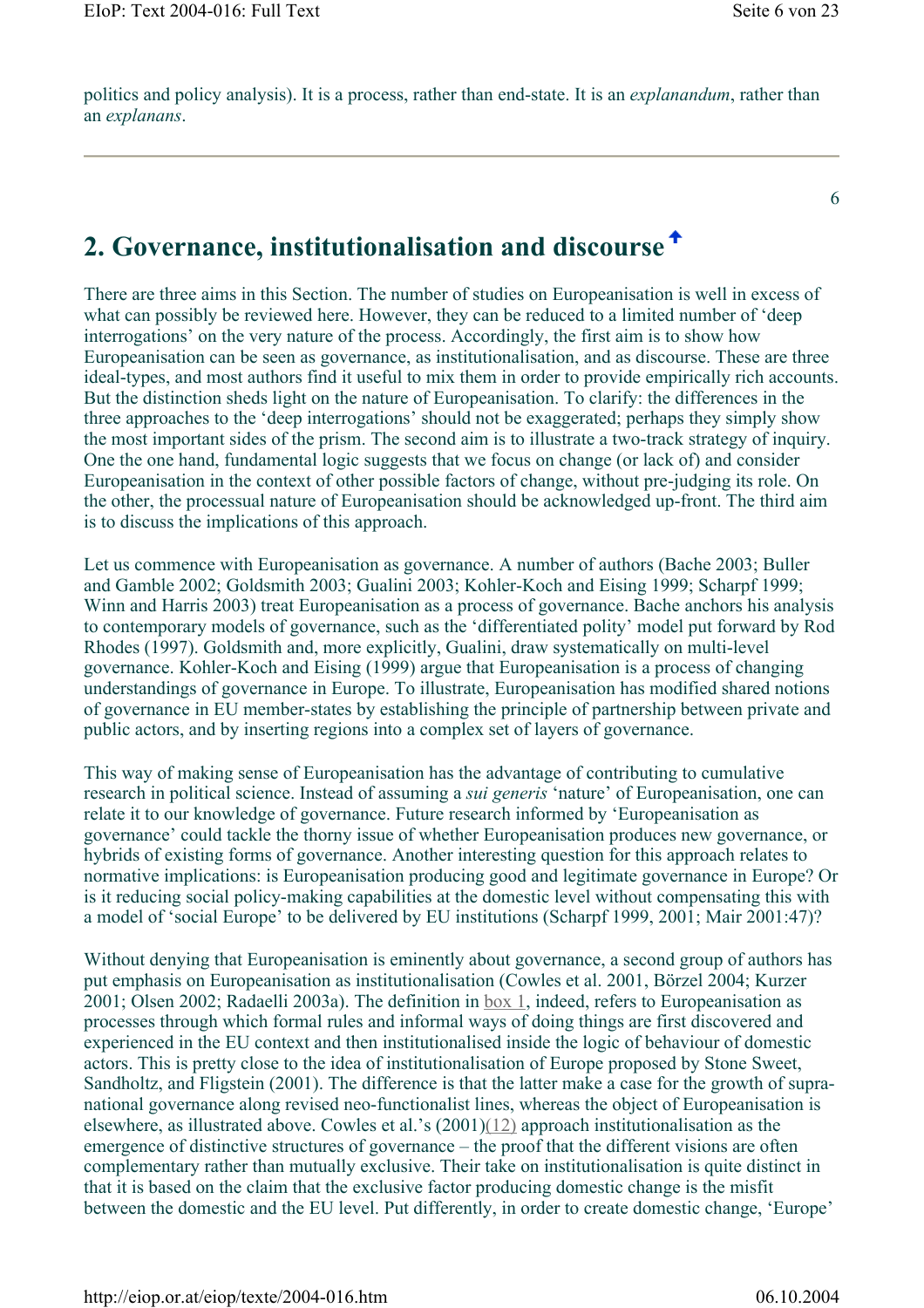politics and policy analysis). It is a process, rather than end-state. It is an *explanandum*, rather than an *explanans*.

---

## 2. Governance, institutionalisation and discourse

There are three aims in this Section. The number of studies on Europeanisation is well in excess of what can possibly be reviewed here. However, they can be reduced to a limited number of 'deep interrogations' on the very nature of the process. Accordingly, the first aim is to show how Europeanisation can be seen as governance, as institutionalisation, and as discourse. These are three ideal-types, and most authors find it useful to mix them in order to provide empirically rich accounts. But the distinction sheds light on the nature of Europeanisation. To clarify: the differences in the three approaches to the 'deep interrogations' should not be exaggerated; perhaps they simply show the most important sides of the prism. The second aim is to illustrate a two-track strategy of inquiry. One the one hand, fundamental logic suggests that we focus on change (or lack of) and consider Europeanisation in the context of other possible factors of change, without pre-judging its role. On the other, the processual nature of Europeanisation should be acknowledged up-front. The third aim is to discuss the implications of this approach.

Let us commence with Europeanisation as governance. A number of authors (Bache 2003; Buller and Gamble 2002; Goldsmith 2003; Gualini 2003; Kohler-Koch and Eising 1999; Scharpf 1999; Winn and Harris 2003) treat Europeanisation as a process of governance. Bache anchors his analysis to contemporary models of governance, such as the 'differentiated polity' model put forward by Rod Rhodes (1997). Goldsmith and, more explicitly, Gualini, draw systematically on multi-level governance. Kohler-Koch and Eising (1999) argue that Europeanisation is a process of changing understandings of governance in Europe. To illustrate, Europeanisation has modified shared notions of governance in EU member-states by establishing the principle of partnership between private and public actors, and by inserting regions into a complex set of layers of governance.

This way of making sense of Europeanisation has the advantage of contributing to cumulative research in political science. Instead of assuming a *sui generis* 'nature' of Europeanisation, one can relate it to our knowledge of governance. Future research informed by 'Europeanisation as governance' could tackle the thorny issue of whether Europeanisation produces new governance, or hybrids of existing forms of governance. Another interesting question for this approach relates to normative implications: is Europeanisation producing good and legitimate governance in Europe? Or is it reducing social policy-making capabilities at the domestic level without compensating this with a model of 'social Europe' to be delivered by EU institutions (Scharpf 1999, 2001; Mair 2001:47)?

Without denying that Europeanisation is eminently about governance, a second group of authors has put emphasis on Europeanisation as institutionalisation (Cowles et al. 2001, Börzel 2004; Kurzer 2001; Olsen 2002; Radaelli 2003a). The definition in box 1, indeed, refers to Europeanisation as processes through which formal rules and informal ways of doing things are first discovered and experienced in the EU context and then institutionalised inside the logic of behaviour of domestic actors. This is pretty close to the idea of institutionalisation of Europe proposed by Stone Sweet, Sandholtz, and Fligstein (2001). The difference is that the latter make a case for the growth of supra-national governance along revised neo-functionalist lines, whereas the object of Europeanisation is elsewhere, as illustrated above. Cowles et al.'s (2001)(12) approach institutionalisation as the emergence of distinctive structures of governance – the proof that the different visions are often complementary rather than mutually exclusive. Their take on institutionalisation is quite distinct in that it is based on the claim that the exclusive factor producing domestic change is the misfit between the domestic and the EU level. Put differently, in order to create domestic change, 'Europe'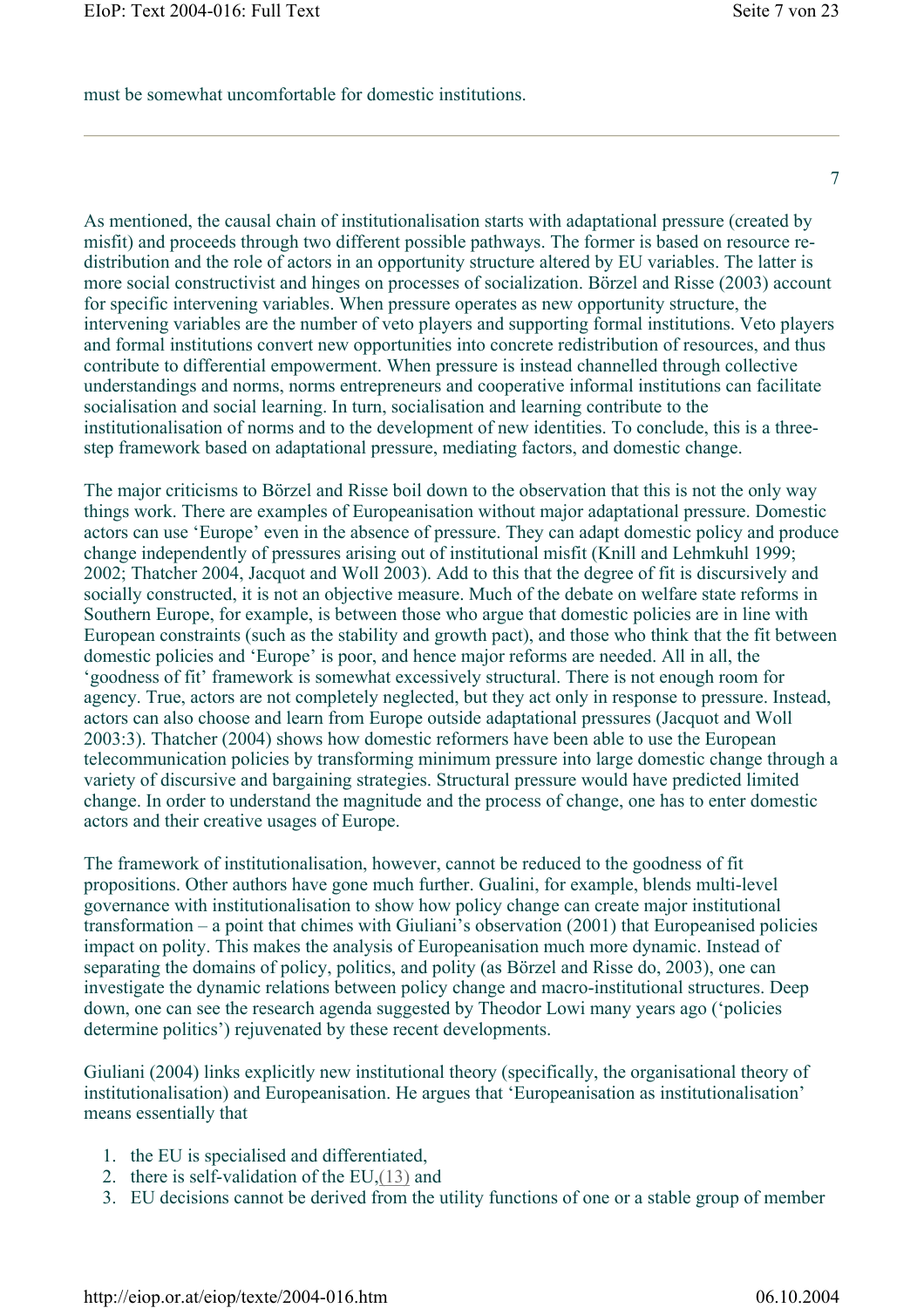must be somewhat uncomfortable for domestic institutions.

---

As mentioned, the causal chain of institutionalisation starts with adaptational pressure (created by misfit) and proceeds through two different possible pathways. The former is based on resource re-distribution and the role of actors in an opportunity structure altered by EU variables. The latter is more social constructivist and hinges on processes of socialization. Börzel and Risse (2003) account for specific intervening variables. When pressure operates as new opportunity structure, the intervening variables are the number of veto players and supporting formal institutions. Veto players and formal institutions convert new opportunities into concrete redistribution of resources, and thus contribute to differential empowerment. When pressure is instead channelled through collective understandings and norms, norms entrepreneurs and cooperative informal institutions can facilitate socialisation and social learning. In turn, socialisation and learning contribute to the institutionalisation of norms and to the development of new identities. To conclude, this is a three-step framework based on adaptational pressure, mediating factors, and domestic change.

The major criticisms to Börzel and Risse boil down to the observation that this is not the only way things work. There are examples of Europeanisation without major adaptational pressure. Domestic actors can use 'Europe' even in the absence of pressure. They can adapt domestic policy and produce change independently of pressures arising out of institutional misfit (Knill and Lehmkuhl 1999; 2002; Thatcher 2004, Jacquot and Woll 2003). Add to this that the degree of fit is discursively and socially constructed, it is not an objective measure. Much of the debate on welfare state reforms in Southern Europe, for example, is between those who argue that domestic policies are in line with European constraints (such as the stability and growth pact), and those who think that the fit between domestic policies and 'Europe' is poor, and hence major reforms are needed. All in all, the 'goodness of fit' framework is somewhat excessively structural. There is not enough room for agency. True, actors are not completely neglected, but they act only in response to pressure. Instead, actors can also choose and learn from Europe outside adaptational pressures (Jacquot and Woll 2003:3). Thatcher (2004) shows how domestic reformers have been able to use the European telecommunication policies by transforming minimum pressure into large domestic change through a variety of discursive and bargaining strategies. Structural pressure would have predicted limited change. In order to understand the magnitude and the process of change, one has to enter domestic actors and their creative usages of Europe.

The framework of institutionalisation, however, cannot be reduced to the goodness of fit propositions. Other authors have gone much further. Gualini, for example, blends multi-level governance with institutionalisation to show how policy change can create major institutional transformation – a point that chimes with Giuliani's observation (2001) that Europeanised policies impact on polity. This makes the analysis of Europeanisation much more dynamic. Instead of separating the domains of policy, politics, and polity (as Börzel and Risse do, 2003), one can investigate the dynamic relations between policy change and macro-institutional structures. Deep down, one can see the research agenda suggested by Theodor Lowi many years ago ('policies determine politics') rejuvenated by these recent developments.

Giuliani (2004) links explicitly new institutional theory (specifically, the organisational theory of institutionalisation) and Europeanisation. He argues that 'Europeanisation as institutionalisation' means essentially that

1. the EU is specialised and differentiated,
2. there is self-validation of the EU,(13) and
3. EU decisions cannot be derived from the utility functions of one or a stable group of member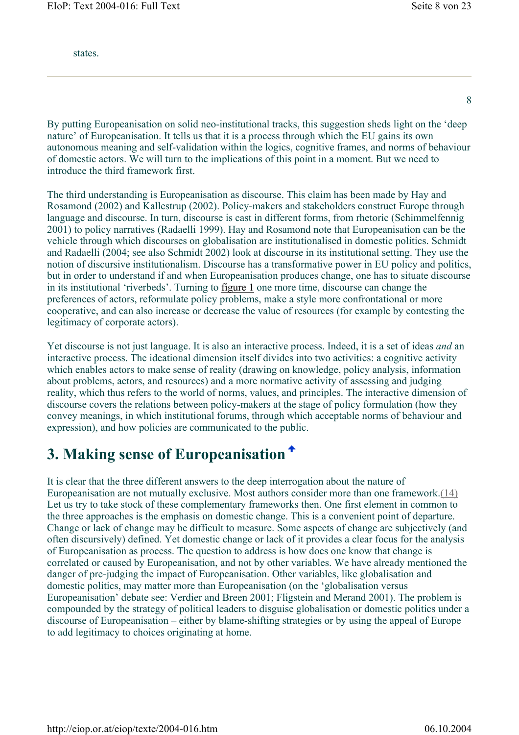states.

---

By putting Europeanisation on solid neo-institutional tracks, this suggestion sheds light on the 'deep nature' of Europeanisation. It tells us that it is a process through which the EU gains its own autonomous meaning and self-validation within the logics, cognitive frames, and norms of behaviour of domestic actors. We will turn to the implications of this point in a moment. But we need to introduce the third framework first.

The third understanding is Europeanisation as discourse. This claim has been made by Hay and Rosamond (2002) and Kallestrup (2002). Policy-makers and stakeholders construct Europe through language and discourse. In turn, discourse is cast in different forms, from rhetoric (Schimmelfennig 2001) to policy narratives (Radaelli 1999). Hay and Rosamond note that Europeanisation can be the vehicle through which discourses on globalisation are institutionalised in domestic politics. Schmidt and Radaelli (2004; see also Schmidt 2002) look at discourse in its institutional setting. They use the notion of discursive institutionalism. Discourse has a transformative power in EU policy and politics, but in order to understand if and when Europeanisation produces change, one has to situate discourse in its institutional 'riverbeds'. Turning to figure 1 one more time, discourse can change the preferences of actors, reformulate policy problems, make a style more confrontational or more cooperative, and can also increase or decrease the value of resources (for example by contesting the legitimacy of corporate actors).

Yet discourse is not just language. It is also an interactive process. Indeed, it is a set of ideas *and* an interactive process. The ideational dimension itself divides into two activities: a cognitive activity which enables actors to make sense of reality (drawing on knowledge, policy analysis, information about problems, actors, and resources) and a more normative activity of assessing and judging reality, which thus refers to the world of norms, values, and principles. The interactive dimension of discourse covers the relations between policy-makers at the stage of policy formulation (how they convey meanings, in which institutional forums, through which acceptable norms of behaviour and expression), and how policies are communicated to the public.

## 3. Making sense of Europeanisation

It is clear that the three different answers to the deep interrogation about the nature of Europeanisation are not mutually exclusive. Most authors consider more than one framework.(14) Let us try to take stock of these complementary frameworks then. One first element in common to the three approaches is the emphasis on domestic change. This is a convenient point of departure. Change or lack of change may be difficult to measure. Some aspects of change are subjectively (and often discursively) defined. Yet domestic change or lack of it provides a clear focus for the analysis of Europeanisation as process. The question to address is how does one know that change is correlated or caused by Europeanisation, and not by other variables. We have already mentioned the danger of pre-judging the impact of Europeanisation. Other variables, like globalisation and domestic politics, may matter more than Europeanisation (on the 'globalisation versus Europeanisation' debate see: Verdier and Breen 2001; Fligstein and Merand 2001). The problem is compounded by the strategy of political leaders to disguise globalisation or domestic politics under a discourse of Europeanisation – either by blame-shifting strategies or by using the appeal of Europe to add legitimacy to choices originating at home.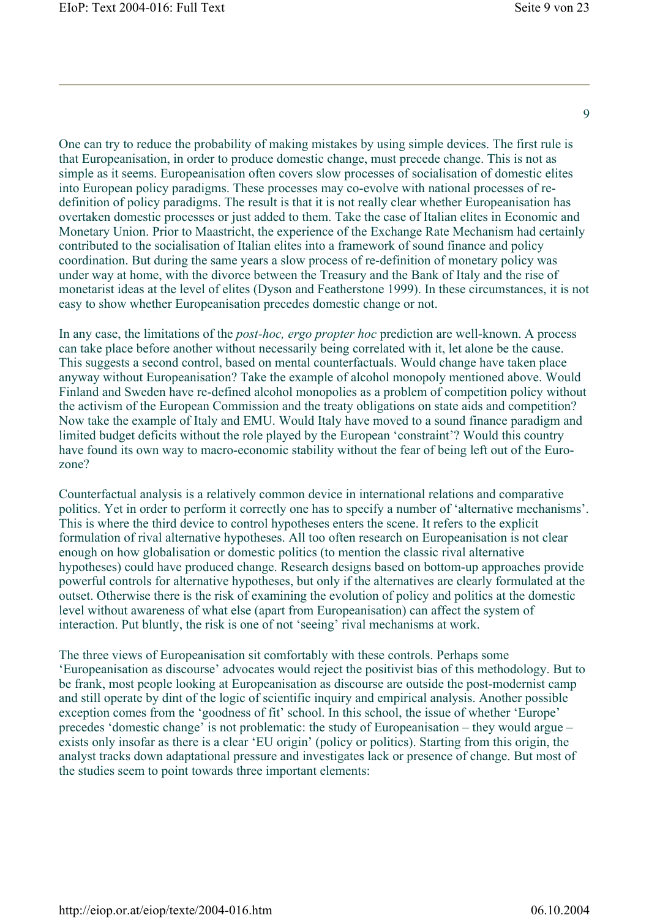One can try to reduce the probability of making mistakes by using simple devices. The first rule is that Europeanisation, in order to produce domestic change, must precede change. This is not as simple as it seems. Europeanisation often covers slow processes of socialisation of domestic elites into European policy paradigms. These processes may co-evolve with national processes of re-definition of policy paradigms. The result is that it is not really clear whether Europeanisation has overtaken domestic processes or just added to them. Take the case of Italian elites in Economic and Monetary Union. Prior to Maastricht, the experience of the Exchange Rate Mechanism had certainly contributed to the socialisation of Italian elites into a framework of sound finance and policy coordination. But during the same years a slow process of re-definition of monetary policy was under way at home, with the divorce between the Treasury and the Bank of Italy and the rise of monetarist ideas at the level of elites (Dyson and Featherstone 1999). In these circumstances, it is not easy to show whether Europeanisation precedes domestic change or not.

In any case, the limitations of the *post-hoc, ergo propter hoc* prediction are well-known. A process can take place before another without necessarily being correlated with it, let alone be the cause. This suggests a second control, based on mental counterfactuals. Would change have taken place anyway without Europeanisation? Take the example of alcohol monopoly mentioned above. Would Finland and Sweden have re-defined alcohol monopolies as a problem of competition policy without the activism of the European Commission and the treaty obligations on state aids and competition? Now take the example of Italy and EMU. Would Italy have moved to a sound finance paradigm and limited budget deficits without the role played by the European 'constraint'? Would this country have found its own way to macro-economic stability without the fear of being left out of the Euro-zone?

Counterfactual analysis is a relatively common device in international relations and comparative politics. Yet in order to perform it correctly one has to specify a number of 'alternative mechanisms'. This is where the third device to control hypotheses enters the scene. It refers to the explicit formulation of rival alternative hypotheses. All too often research on Europeanisation is not clear enough on how globalisation or domestic politics (to mention the classic rival alternative hypotheses) could have produced change. Research designs based on bottom-up approaches provide powerful controls for alternative hypotheses, but only if the alternatives are clearly formulated at the outset. Otherwise there is the risk of examining the evolution of policy and politics at the domestic level without awareness of what else (apart from Europeanisation) can affect the system of interaction. Put bluntly, the risk is one of not 'seeing' rival mechanisms at work.

The three views of Europeanisation sit comfortably with these controls. Perhaps some 'Europeanisation as discourse' advocates would reject the positivist bias of this methodology. But to be frank, most people looking at Europeanisation as discourse are outside the post-modernist camp and still operate by dint of the logic of scientific inquiry and empirical analysis. Another possible exception comes from the 'goodness of fit' school. In this school, the issue of whether 'Europe' precedes 'domestic change' is not problematic: the study of Europeanisation – they would argue – exists only insofar as there is a clear 'EU origin' (policy or politics). Starting from this origin, the analyst tracks down adaptational pressure and investigates lack or presence of change. But most of the studies seem to point towards three important elements: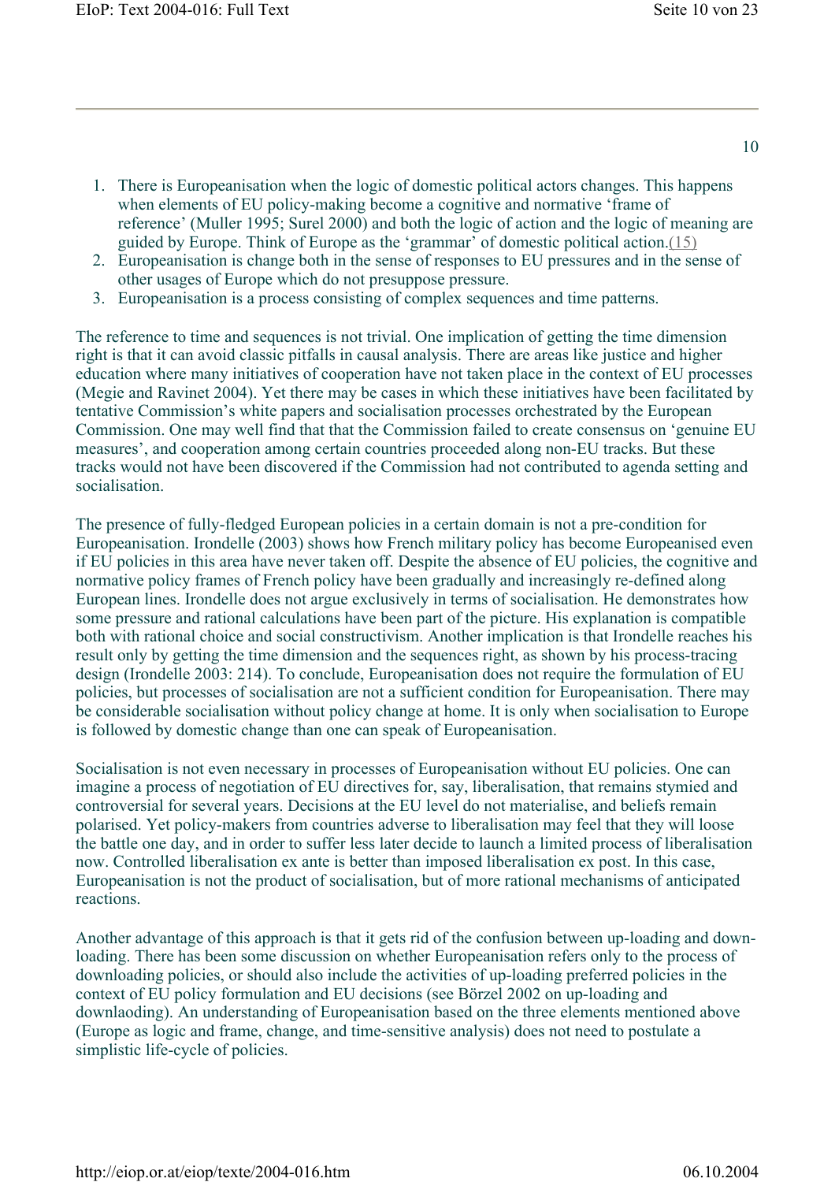1. There is Europeanisation when the logic of domestic political actors changes. This happens when elements of EU policy-making become a cognitive and normative 'frame of reference' (Muller 1995; Surel 2000) and both the logic of action and the logic of meaning are guided by Europe. Think of Europe as the 'grammar' of domestic political action.(15)
2. Europeanisation is change both in the sense of responses to EU pressures and in the sense of other usages of Europe which do not presuppose pressure.
3. Europeanisation is a process consisting of complex sequences and time patterns.

The reference to time and sequences is not trivial. One implication of getting the time dimension right is that it can avoid classic pitfalls in causal analysis. There are areas like justice and higher education where many initiatives of cooperation have not taken place in the context of EU processes (Megie and Ravinet 2004). Yet there may be cases in which these initiatives have been facilitated by tentative Commission's white papers and socialisation processes orchestrated by the European Commission. One may well find that that the Commission failed to create consensus on 'genuine EU measures', and cooperation among certain countries proceeded along non-EU tracks. But these tracks would not have been discovered if the Commission had not contributed to agenda setting and socialisation.

The presence of fully-fledged European policies in a certain domain is not a pre-condition for Europeanisation. Irondelle (2003) shows how French military policy has become Europeanised even if EU policies in this area have never taken off. Despite the absence of EU policies, the cognitive and normative policy frames of French policy have been gradually and increasingly re-defined along European lines. Irondelle does not argue exclusively in terms of socialisation. He demonstrates how some pressure and rational calculations have been part of the picture. His explanation is compatible both with rational choice and social constructivism. Another implication is that Irondelle reaches his result only by getting the time dimension and the sequences right, as shown by his process-tracing design (Irondelle 2003: 214). To conclude, Europeanisation does not require the formulation of EU policies, but processes of socialisation are not a sufficient condition for Europeanisation. There may be considerable socialisation without policy change at home. It is only when socialisation to Europe is followed by domestic change than one can speak of Europeanisation.

Socialisation is not even necessary in processes of Europeanisation without EU policies. One can imagine a process of negotiation of EU directives for, say, liberalisation, that remains stymied and controversial for several years. Decisions at the EU level do not materialise, and beliefs remain polarised. Yet policy-makers from countries adverse to liberalisation may feel that they will loose the battle one day, and in order to suffer less later decide to launch a limited process of liberalisation now. Controlled liberalisation ex ante is better than imposed liberalisation ex post. In this case, Europeanisation is not the product of socialisation, but of more rational mechanisms of anticipated reactions.

Another advantage of this approach is that it gets rid of the confusion between up-loading and down-loading. There has been some discussion on whether Europeanisation refers only to the process of downloading policies, or should also include the activities of up-loading preferred policies in the context of EU policy formulation and EU decisions (see Börzel 2002 on up-loading and downlaoding). An understanding of Europeanisation based on the three elements mentioned above (Europe as logic and frame, change, and time-sensitive analysis) does not need to postulate a simplistic life-cycle of policies.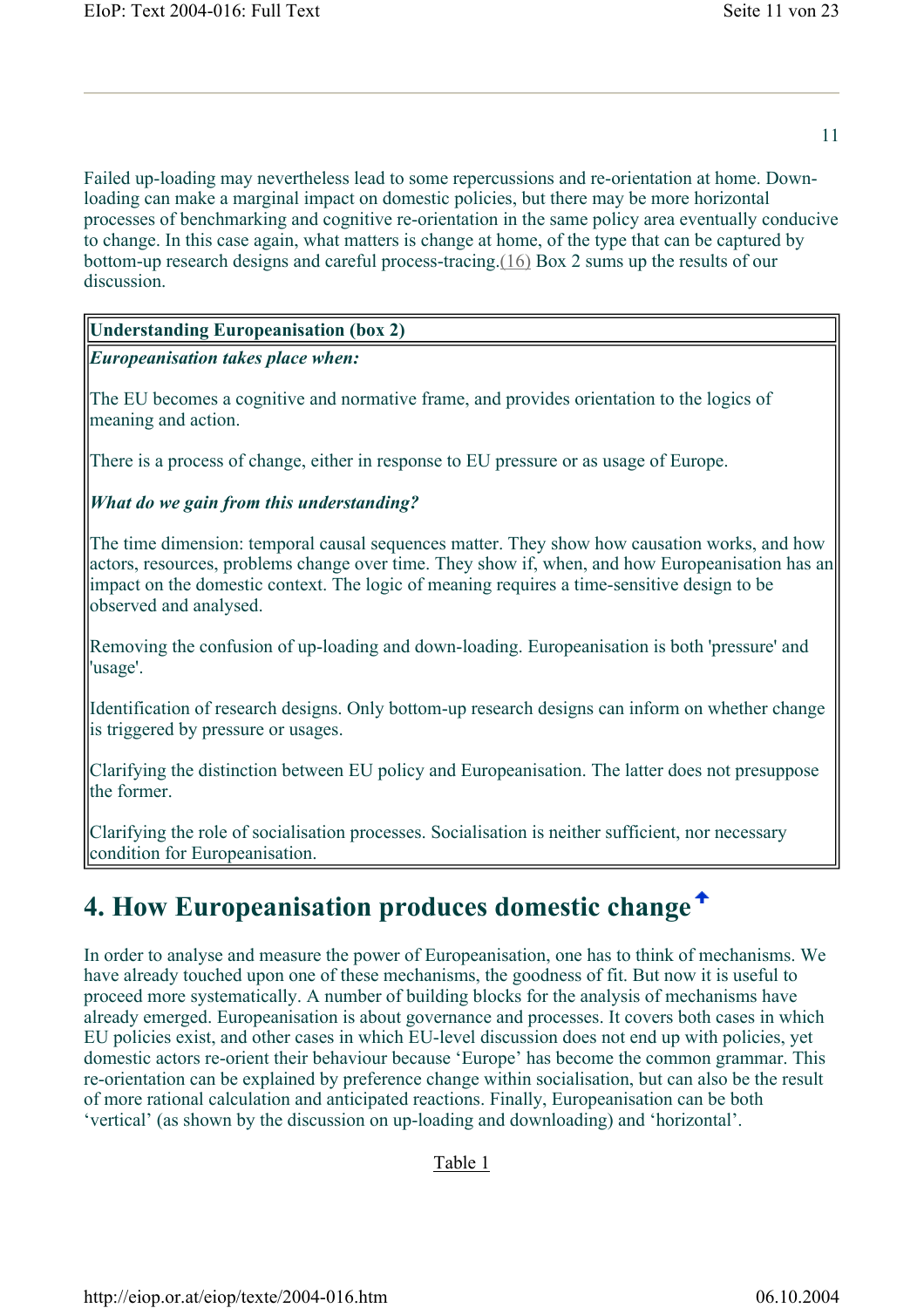Failed up-loading may nevertheless lead to some repercussions and re-orientation at home. Down-loading can make a marginal impact on domestic policies, but there may be more horizontal processes of benchmarking and cognitive re-orientation in the same policy area eventually conducive to change. In this case again, what matters is change at home, of the type that can be captured by bottom-up research designs and careful process-tracing.(16) Box 2 sums up the results of our discussion.

| **Understanding Europeanisation (box 2)** |
|---|
| ***Europeanisation takes place when:*** <br><br> The EU becomes a cognitive and normative frame, and provides orientation to the logics of meaning and action. <br><br> There is a process of change, either in response to EU pressure or as usage of Europe. <br><br> ***What do we gain from this understanding?*** <br><br> The time dimension: temporal causal sequences matter. They show how causation works, and how actors, resources, problems change over time. They show if, when, and how Europeanisation has an impact on the domestic context. The logic of meaning requires a time-sensitive design to be observed and analysed. <br><br> Removing the confusion of up-loading and down-loading. Europeanisation is both 'pressure' and 'usage'. <br><br> Identification of research designs. Only bottom-up research designs can inform on whether change is triggered by pressure or usages. <br><br> Clarifying the distinction between EU policy and Europeanisation. The latter does not presuppose the former. <br><br> Clarifying the role of socialisation processes. Socialisation is neither sufficient, nor necessary condition for Europeanisation. |

## 4. How Europeanisation produces domestic change

In order to analyse and measure the power of Europeanisation, one has to think of mechanisms. We have already touched upon one of these mechanisms, the goodness of fit. But now it is useful to proceed more systematically. A number of building blocks for the analysis of mechanisms have already emerged. Europeanisation is about governance and processes. It covers both cases in which EU policies exist, and other cases in which EU-level discussion does not end up with policies, yet domestic actors re-orient their behaviour because 'Europe' has become the common grammar. This re-orientation can be explained by preference change within socialisation, but can also be the result of more rational calculation and anticipated reactions. Finally, Europeanisation can be both 'vertical' (as shown by the discussion on up-loading and downloading) and 'horizontal'.

Table 1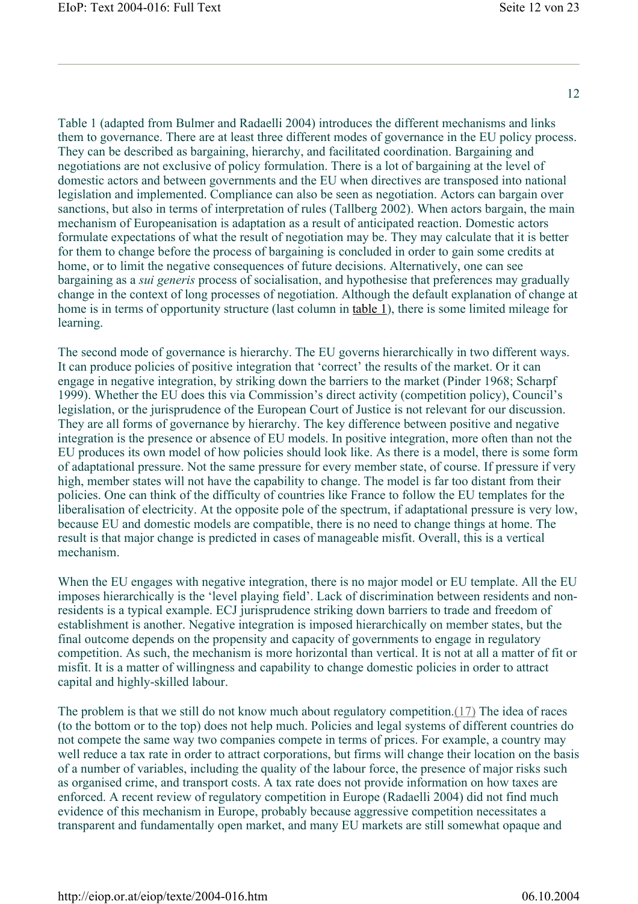Table 1 (adapted from Bulmer and Radaelli 2004) introduces the different mechanisms and links them to governance. There are at least three different modes of governance in the EU policy process. They can be described as bargaining, hierarchy, and facilitated coordination. Bargaining and negotiations are not exclusive of policy formulation. There is a lot of bargaining at the level of domestic actors and between governments and the EU when directives are transposed into national legislation and implemented. Compliance can also be seen as negotiation. Actors can bargain over sanctions, but also in terms of interpretation of rules (Tallberg 2002). When actors bargain, the main mechanism of Europeanisation is adaptation as a result of anticipated reaction. Domestic actors formulate expectations of what the result of negotiation may be. They may calculate that it is better for them to change before the process of bargaining is concluded in order to gain some credits at home, or to limit the negative consequences of future decisions. Alternatively, one can see bargaining as a *sui generis* process of socialisation, and hypothesise that preferences may gradually change in the context of long processes of negotiation. Although the default explanation of change at home is in terms of opportunity structure (last column in table 1), there is some limited mileage for learning.

The second mode of governance is hierarchy. The EU governs hierarchically in two different ways. It can produce policies of positive integration that 'correct' the results of the market. Or it can engage in negative integration, by striking down the barriers to the market (Pinder 1968; Scharpf 1999). Whether the EU does this via Commission's direct activity (competition policy), Council's legislation, or the jurisprudence of the European Court of Justice is not relevant for our discussion. They are all forms of governance by hierarchy. The key difference between positive and negative integration is the presence or absence of EU models. In positive integration, more often than not the EU produces its own model of how policies should look like. As there is a model, there is some form of adaptational pressure. Not the same pressure for every member state, of course. If pressure if very high, member states will not have the capability to change. The model is far too distant from their policies. One can think of the difficulty of countries like France to follow the EU templates for the liberalisation of electricity. At the opposite pole of the spectrum, if adaptational pressure is very low, because EU and domestic models are compatible, there is no need to change things at home. The result is that major change is predicted in cases of manageable misfit. Overall, this is a vertical mechanism.

When the EU engages with negative integration, there is no major model or EU template. All the EU imposes hierarchically is the 'level playing field'. Lack of discrimination between residents and non-residents is a typical example. ECJ jurisprudence striking down barriers to trade and freedom of establishment is another. Negative integration is imposed hierarchically on member states, but the final outcome depends on the propensity and capacity of governments to engage in regulatory competition. As such, the mechanism is more horizontal than vertical. It is not at all a matter of fit or misfit. It is a matter of willingness and capability to change domestic policies in order to attract capital and highly-skilled labour.

The problem is that we still do not know much about regulatory competition.(17) The idea of races (to the bottom or to the top) does not help much. Policies and legal systems of different countries do not compete the same way two companies compete in terms of prices. For example, a country may well reduce a tax rate in order to attract corporations, but firms will change their location on the basis of a number of variables, including the quality of the labour force, the presence of major risks such as organised crime, and transport costs. A tax rate does not provide information on how taxes are enforced. A recent review of regulatory competition in Europe (Radaelli 2004) did not find much evidence of this mechanism in Europe, probably because aggressive competition necessitates a transparent and fundamentally open market, and many EU markets are still somewhat opaque and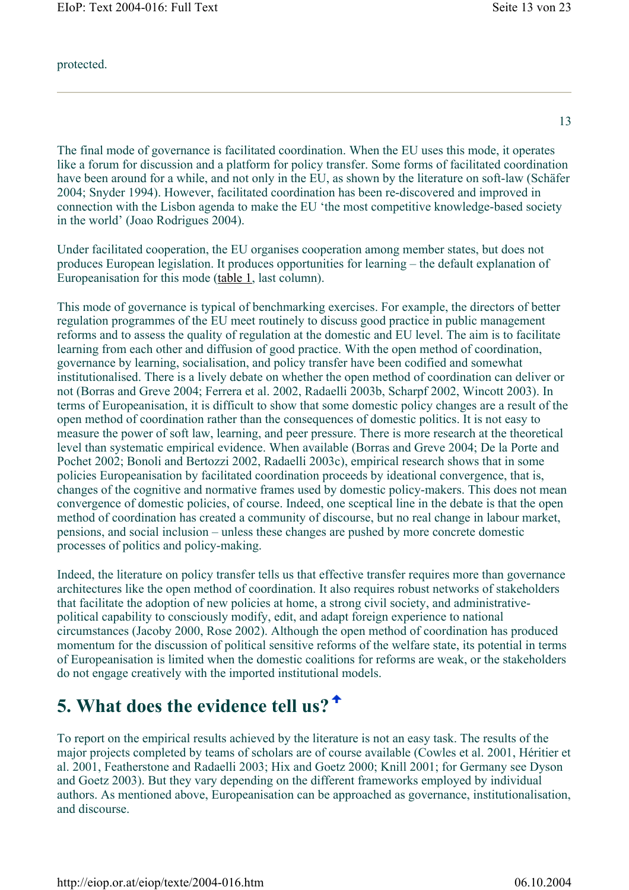protected.

---

The final mode of governance is facilitated coordination. When the EU uses this mode, it operates like a forum for discussion and a platform for policy transfer. Some forms of facilitated coordination have been around for a while, and not only in the EU, as shown by the literature on soft-law (Schäfer 2004; Snyder 1994). However, facilitated coordination has been re-discovered and improved in connection with the Lisbon agenda to make the EU 'the most competitive knowledge-based society in the world' (Joao Rodrigues 2004).

Under facilitated cooperation, the EU organises cooperation among member states, but does not produces European legislation. It produces opportunities for learning – the default explanation of Europeanisation for this mode (table 1, last column).

This mode of governance is typical of benchmarking exercises. For example, the directors of better regulation programmes of the EU meet routinely to discuss good practice in public management reforms and to assess the quality of regulation at the domestic and EU level. The aim is to facilitate learning from each other and diffusion of good practice. With the open method of coordination, governance by learning, socialisation, and policy transfer have been codified and somewhat institutionalised. There is a lively debate on whether the open method of coordination can deliver or not (Borras and Greve 2004; Ferrera et al. 2002, Radaelli 2003b, Scharpf 2002, Wincott 2003). In terms of Europeanisation, it is difficult to show that some domestic policy changes are a result of the open method of coordination rather than the consequences of domestic politics. It is not easy to measure the power of soft law, learning, and peer pressure. There is more research at the theoretical level than systematic empirical evidence. When available (Borras and Greve 2004; De la Porte and Pochet 2002; Bonoli and Bertozzi 2002, Radaelli 2003c), empirical research shows that in some policies Europeanisation by facilitated coordination proceeds by ideational convergence, that is, changes of the cognitive and normative frames used by domestic policy-makers. This does not mean convergence of domestic policies, of course. Indeed, one sceptical line in the debate is that the open method of coordination has created a community of discourse, but no real change in labour market, pensions, and social inclusion – unless these changes are pushed by more concrete domestic processes of politics and policy-making.

Indeed, the literature on policy transfer tells us that effective transfer requires more than governance architectures like the open method of coordination. It also requires robust networks of stakeholders that facilitate the adoption of new policies at home, a strong civil society, and administrative-political capability to consciously modify, edit, and adapt foreign experience to national circumstances (Jacoby 2000, Rose 2002). Although the open method of coordination has produced momentum for the discussion of political sensitive reforms of the welfare state, its potential in terms of Europeanisation is limited when the domestic coalitions for reforms are weak, or the stakeholders do not engage creatively with the imported institutional models.

## 5. What does the evidence tell us?

To report on the empirical results achieved by the literature is not an easy task. The results of the major projects completed by teams of scholars are of course available (Cowles et al. 2001, Héritier et al. 2001, Featherstone and Radaelli 2003; Hix and Goetz 2000; Knill 2001; for Germany see Dyson and Goetz 2003). But they vary depending on the different frameworks employed by individual authors. As mentioned above, Europeanisation can be approached as governance, institutionalisation, and discourse.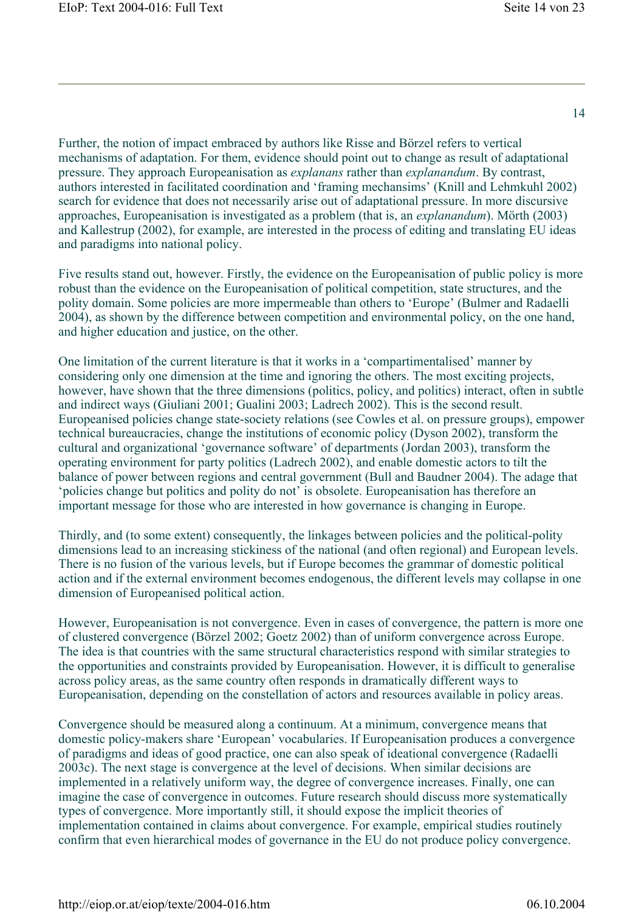Further, the notion of impact embraced by authors like Risse and Börzel refers to vertical mechanisms of adaptation. For them, evidence should point out to change as result of adaptational pressure. They approach Europeanisation as *explanans* rather than *explanandum*. By contrast, authors interested in facilitated coordination and 'framing mechansims' (Knill and Lehmkuhl 2002) search for evidence that does not necessarily arise out of adaptational pressure. In more discursive approaches, Europeanisation is investigated as a problem (that is, an *explanandum*). Mörth (2003) and Kallestrup (2002), for example, are interested in the process of editing and translating EU ideas and paradigms into national policy.

Five results stand out, however. Firstly, the evidence on the Europeanisation of public policy is more robust than the evidence on the Europeanisation of political competition, state structures, and the polity domain. Some policies are more impermeable than others to 'Europe' (Bulmer and Radaelli 2004), as shown by the difference between competition and environmental policy, on the one hand, and higher education and justice, on the other.

One limitation of the current literature is that it works in a 'compartimentalised' manner by considering only one dimension at the time and ignoring the others. The most exciting projects, however, have shown that the three dimensions (politics, policy, and politics) interact, often in subtle and indirect ways (Giuliani 2001; Gualini 2003; Ladrech 2002). This is the second result. Europeanised policies change state-society relations (see Cowles et al. on pressure groups), empower technical bureaucracies, change the institutions of economic policy (Dyson 2002), transform the cultural and organizational 'governance software' of departments (Jordan 2003), transform the operating environment for party politics (Ladrech 2002), and enable domestic actors to tilt the balance of power between regions and central government (Bull and Baudner 2004). The adage that 'policies change but politics and polity do not' is obsolete. Europeanisation has therefore an important message for those who are interested in how governance is changing in Europe.

Thirdly, and (to some extent) consequently, the linkages between policies and the political-polity dimensions lead to an increasing stickiness of the national (and often regional) and European levels. There is no fusion of the various levels, but if Europe becomes the grammar of domestic political action and if the external environment becomes endogenous, the different levels may collapse in one dimension of Europeanised political action.

However, Europeanisation is not convergence. Even in cases of convergence, the pattern is more one of clustered convergence (Börzel 2002; Goetz 2002) than of uniform convergence across Europe. The idea is that countries with the same structural characteristics respond with similar strategies to the opportunities and constraints provided by Europeanisation. However, it is difficult to generalise across policy areas, as the same country often responds in dramatically different ways to Europeanisation, depending on the constellation of actors and resources available in policy areas.

Convergence should be measured along a continuum. At a minimum, convergence means that domestic policy-makers share 'European' vocabularies. If Europeanisation produces a convergence of paradigms and ideas of good practice, one can also speak of ideational convergence (Radaelli 2003c). The next stage is convergence at the level of decisions. When similar decisions are implemented in a relatively uniform way, the degree of convergence increases. Finally, one can imagine the case of convergence in outcomes. Future research should discuss more systematically types of convergence. More importantly still, it should expose the implicit theories of implementation contained in claims about convergence. For example, empirical studies routinely confirm that even hierarchical modes of governance in the EU do not produce policy convergence.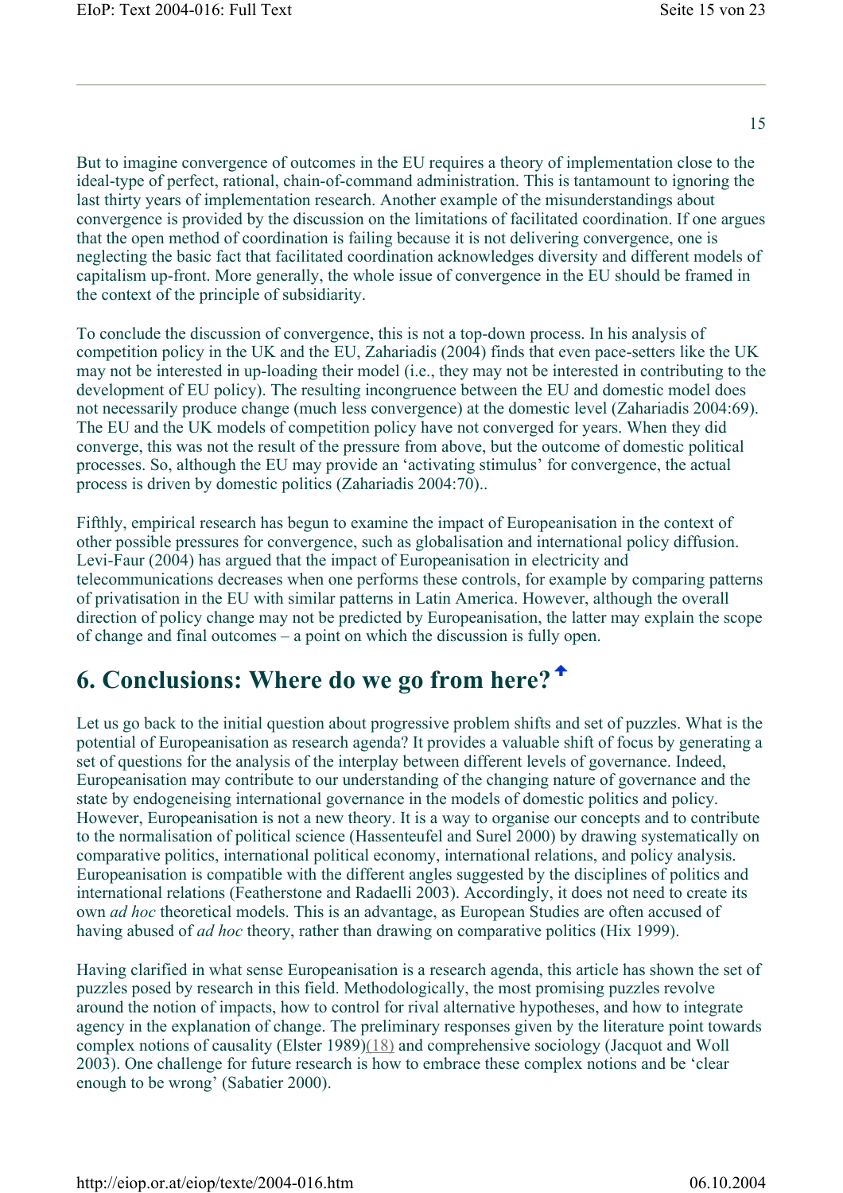But to imagine convergence of outcomes in the EU requires a theory of implementation close to the ideal-type of perfect, rational, chain-of-command administration. This is tantamount to ignoring the last thirty years of implementation research. Another example of the misunderstandings about convergence is provided by the discussion on the limitations of facilitated coordination. If one argues that the open method of coordination is failing because it is not delivering convergence, one is neglecting the basic fact that facilitated coordination acknowledges diversity and different models of capitalism up-front. More generally, the whole issue of convergence in the EU should be framed in the context of the principle of subsidiarity.

To conclude the discussion of convergence, this is not a top-down process. In his analysis of competition policy in the UK and the EU, Zahariadis (2004) finds that even pace-setters like the UK may not be interested in up-loading their model (i.e., they may not be interested in contributing to the development of EU policy). The resulting incongruence between the EU and domestic model does not necessarily produce change (much less convergence) at the domestic level (Zahariadis 2004:69). The EU and the UK models of competition policy have not converged for years. When they did converge, this was not the result of the pressure from above, but the outcome of domestic political processes. So, although the EU may provide an 'activating stimulus' for convergence, the actual process is driven by domestic politics (Zahariadis 2004:70)..

Fifthly, empirical research has begun to examine the impact of Europeanisation in the context of other possible pressures for convergence, such as globalisation and international policy diffusion. Levi-Faur (2004) has argued that the impact of Europeanisation in electricity and telecommunications decreases when one performs these controls, for example by comparing patterns of privatisation in the EU with similar patterns in Latin America. However, although the overall direction of policy change may not be predicted by Europeanisation, the latter may explain the scope of change and final outcomes – a point on which the discussion is fully open.

## 6. Conclusions: Where do we go from here?

Let us go back to the initial question about progressive problem shifts and set of puzzles. What is the potential of Europeanisation as research agenda? It provides a valuable shift of focus by generating a set of questions for the analysis of the interplay between different levels of governance. Indeed, Europeanisation may contribute to our understanding of the changing nature of governance and the state by endogeneising international governance in the models of domestic politics and policy. However, Europeanisation is not a new theory. It is a way to organise our concepts and to contribute to the normalisation of political science (Hassenteufel and Surel 2000) by drawing systematically on comparative politics, international political economy, international relations, and policy analysis. Europeanisation is compatible with the different angles suggested by the disciplines of politics and international relations (Featherstone and Radaelli 2003). Accordingly, it does not need to create its own *ad hoc* theoretical models. This is an advantage, as European Studies are often accused of having abused of *ad hoc* theory, rather than drawing on comparative politics (Hix 1999).

Having clarified in what sense Europeanisation is a research agenda, this article has shown the set of puzzles posed by research in this field. Methodologically, the most promising puzzles revolve around the notion of impacts, how to control for rival alternative hypotheses, and how to integrate agency in the explanation of change. The preliminary responses given by the literature point towards complex notions of causality (Elster 1989)(18) and comprehensive sociology (Jacquot and Woll 2003). One challenge for future research is how to embrace these complex notions and be 'clear enough to be wrong' (Sabatier 2000).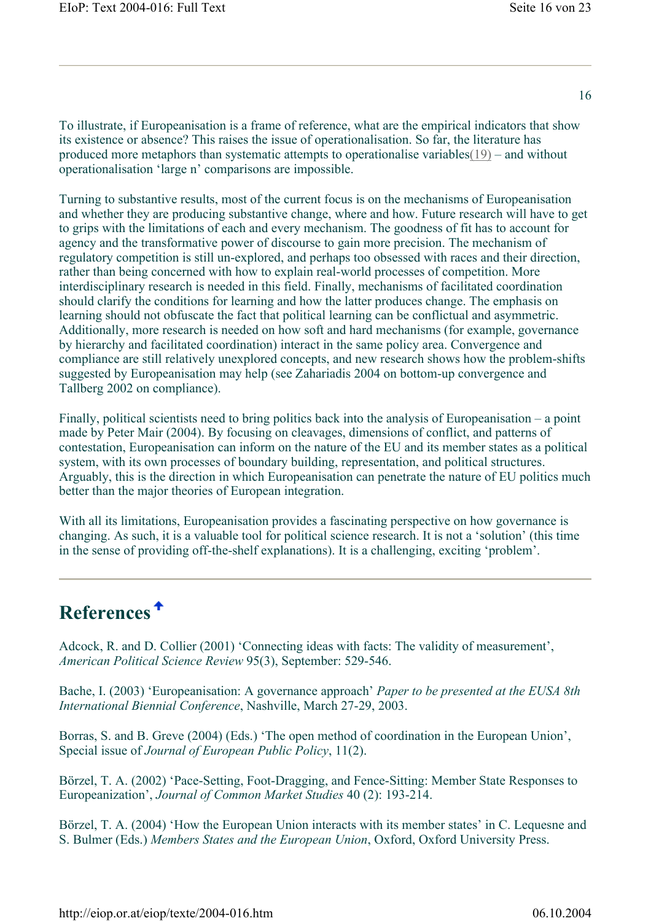To illustrate, if Europeanisation is a frame of reference, what are the empirical indicators that show its existence or absence? This raises the issue of operationalisation. So far, the literature has produced more metaphors than systematic attempts to operationalise variables(19) – and without operationalisation 'large n' comparisons are impossible.

Turning to substantive results, most of the current focus is on the mechanisms of Europeanisation and whether they are producing substantive change, where and how. Future research will have to get to grips with the limitations of each and every mechanism. The goodness of fit has to account for agency and the transformative power of discourse to gain more precision. The mechanism of regulatory competition is still un-explored, and perhaps too obsessed with races and their direction, rather than being concerned with how to explain real-world processes of competition. More interdisciplinary research is needed in this field. Finally, mechanisms of facilitated coordination should clarify the conditions for learning and how the latter produces change. The emphasis on learning should not obfuscate the fact that political learning can be conflictual and asymmetric. Additionally, more research is needed on how soft and hard mechanisms (for example, governance by hierarchy and facilitated coordination) interact in the same policy area. Convergence and compliance are still relatively unexplored concepts, and new research shows how the problem-shifts suggested by Europeanisation may help (see Zahariadis 2004 on bottom-up convergence and Tallberg 2002 on compliance).

Finally, political scientists need to bring politics back into the analysis of Europeanisation – a point made by Peter Mair (2004). By focusing on cleavages, dimensions of conflict, and patterns of contestation, Europeanisation can inform on the nature of the EU and its member states as a political system, with its own processes of boundary building, representation, and political structures. Arguably, this is the direction in which Europeanisation can penetrate the nature of EU politics much better than the major theories of European integration.

With all its limitations, Europeanisation provides a fascinating perspective on how governance is changing. As such, it is a valuable tool for political science research. It is not a 'solution' (this time in the sense of providing off-the-shelf explanations). It is a challenging, exciting 'problem'.

## References

Adcock, R. and D. Collier (2001) 'Connecting ideas with facts: The validity of measurement', *American Political Science Review* 95(3), September: 529-546.

Bache, I. (2003) 'Europeanisation: A governance approach' *Paper to be presented at the EUSA 8th International Biennial Conference*, Nashville, March 27-29, 2003.

Borras, S. and B. Greve (2004) (Eds.) 'The open method of coordination in the European Union', Special issue of *Journal of European Public Policy*, 11(2).

Börzel, T. A. (2002) 'Pace-Setting, Foot-Dragging, and Fence-Sitting: Member State Responses to Europeanization', *Journal of Common Market Studies* 40 (2): 193-214.

Börzel, T. A. (2004) 'How the European Union interacts with its member states' in C. Lequesne and S. Bulmer (Eds.) *Members States and the European Union*, Oxford, Oxford University Press.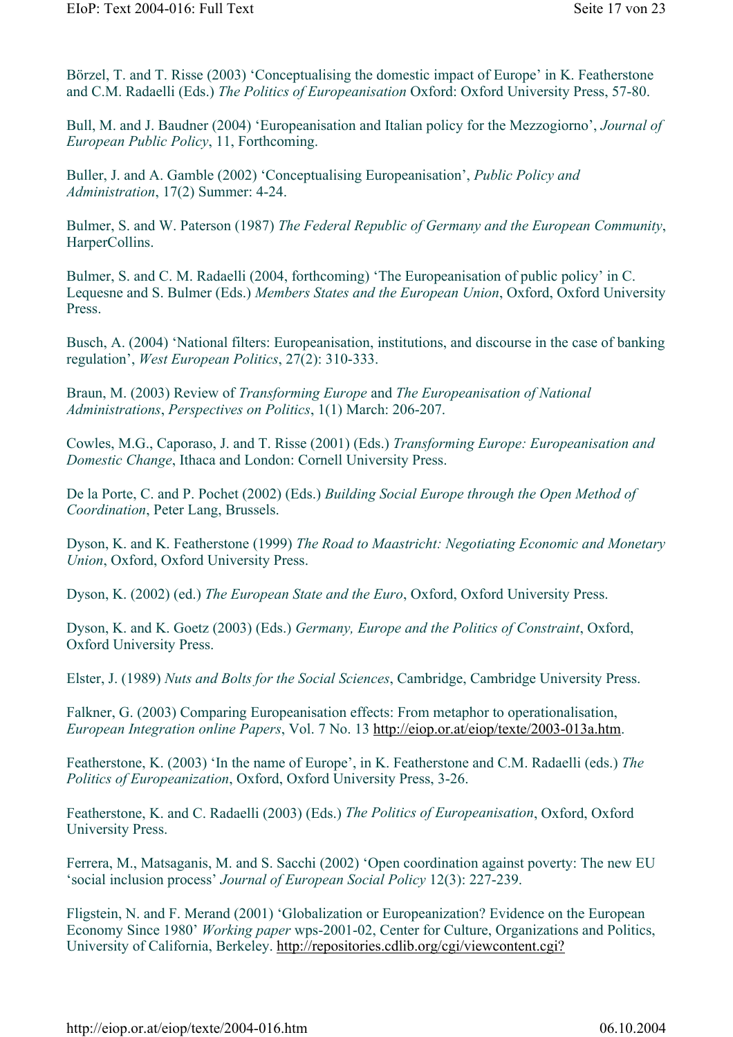Börzel, T. and T. Risse (2003) 'Conceptualising the domestic impact of Europe' in K. Featherstone and C.M. Radaelli (Eds.) *The Politics of Europeanisation* Oxford: Oxford University Press, 57-80.

Bull, M. and J. Baudner (2004) 'Europeanisation and Italian policy for the Mezzogiorno', *Journal of European Public Policy*, 11, Forthcoming.

Buller, J. and A. Gamble (2002) 'Conceptualising Europeanisation', *Public Policy and Administration*, 17(2) Summer: 4-24.

Bulmer, S. and W. Paterson (1987) *The Federal Republic of Germany and the European Community*, HarperCollins.

Bulmer, S. and C. M. Radaelli (2004, forthcoming) 'The Europeanisation of public policy' in C. Lequesne and S. Bulmer (Eds.) *Members States and the European Union*, Oxford, Oxford University Press.

Busch, A. (2004) 'National filters: Europeanisation, institutions, and discourse in the case of banking regulation', *West European Politics*, 27(2): 310-333.

Braun, M. (2003) Review of *Transforming Europe* and *The Europeanisation of National Administrations*, *Perspectives on Politics*, 1(1) March: 206-207.

Cowles, M.G., Caporaso, J. and T. Risse (2001) (Eds.) *Transforming Europe: Europeanisation and Domestic Change*, Ithaca and London: Cornell University Press.

De la Porte, C. and P. Pochet (2002) (Eds.) *Building Social Europe through the Open Method of Coordination*, Peter Lang, Brussels.

Dyson, K. and K. Featherstone (1999) *The Road to Maastricht: Negotiating Economic and Monetary Union*, Oxford, Oxford University Press.

Dyson, K. (2002) (ed.) *The European State and the Euro*, Oxford, Oxford University Press.

Dyson, K. and K. Goetz (2003) (Eds.) *Germany, Europe and the Politics of Constraint*, Oxford, Oxford University Press.

Elster, J. (1989) *Nuts and Bolts for the Social Sciences*, Cambridge, Cambridge University Press.

Falkner, G. (2003) Comparing Europeanisation effects: From metaphor to operationalisation, *European Integration online Papers*, Vol. 7 No. 13 http://eiop.or.at/eiop/texte/2003-013a.htm.

Featherstone, K. (2003) 'In the name of Europe', in K. Featherstone and C.M. Radaelli (eds.) *The Politics of Europeanization*, Oxford, Oxford University Press, 3-26.

Featherstone, K. and C. Radaelli (2003) (Eds.) *The Politics of Europeanisation*, Oxford, Oxford University Press.

Ferrera, M., Matsaganis, M. and S. Sacchi (2002) 'Open coordination against poverty: The new EU 'social inclusion process' *Journal of European Social Policy* 12(3): 227-239.

Fligstein, N. and F. Merand (2001) 'Globalization or Europeanization? Evidence on the European Economy Since 1980' *Working paper* wps-2001-02, Center for Culture, Organizations and Politics, University of California, Berkeley. http://repositories.cdlib.org/cgi/viewcontent.cgi?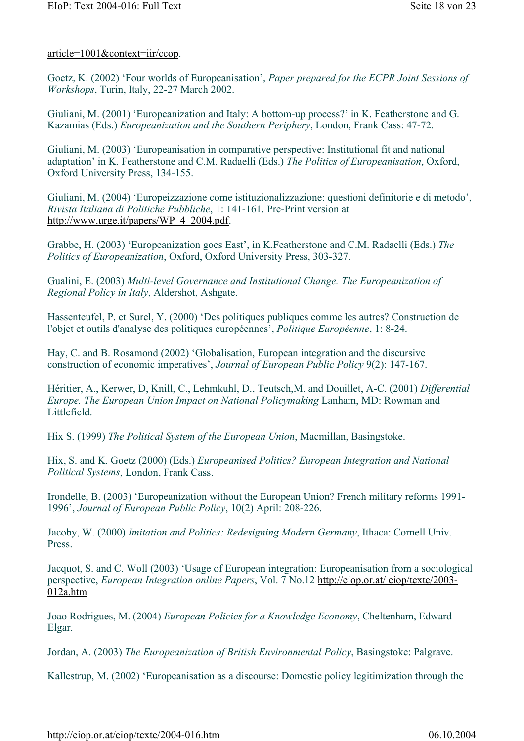article=1001&context=iir/ccop.

Goetz, K. (2002) ‘Four worlds of Europeanisation’, *Paper prepared for the ECPR Joint Sessions of Workshops*, Turin, Italy, 22-27 March 2002.

Giuliani, M. (2001) ‘Europeanization and Italy: A bottom-up process?’ in K. Featherstone and G. Kazamias (Eds.) *Europeanization and the Southern Periphery*, London, Frank Cass: 47-72.

Giuliani, M. (2003) ‘Europeanisation in comparative perspective: Institutional fit and national adaptation’ in K. Featherstone and C.M. Radaelli (Eds.) *The Politics of Europeanisation*, Oxford, Oxford University Press, 134-155.

Giuliani, M. (2004) ‘Europeizzazione come istituzionalizzazione: questioni definitorie e di metodo’, *Rivista Italiana di Politiche Pubbliche*, 1: 141-161. Pre-Print version at http://www.urge.it/papers/WP_4_2004.pdf.

Grabbe, H. (2003) ‘Europeanization goes East’, in K.Featherstone and C.M. Radaelli (Eds.) *The Politics of Europeanization*, Oxford, Oxford University Press, 303-327.

Gualini, E. (2003) *Multi-level Governance and Institutional Change. The Europeanization of Regional Policy in Italy*, Aldershot, Ashgate.

Hassenteufel, P. et Surel, Y. (2000) ‘Des politiques publiques comme les autres? Construction de l'objet et outils d'analyse des politiques européennes’, *Politique Européenne*, 1: 8-24.

Hay, C. and B. Rosamond (2002) ‘Globalisation, European integration and the discursive construction of economic imperatives’, *Journal of European Public Policy* 9(2): 147-167.

Héritier, A., Kerwer, D, Knill, C., Lehmkuhl, D., Teutsch,M. and Douillet, A-C. (2001) *Differential Europe. The European Union Impact on National Policymaking* Lanham, MD: Rowman and Littlefield.

Hix S. (1999) *The Political System of the European Union*, Macmillan, Basingstoke.

Hix, S. and K. Goetz (2000) (Eds.) *Europeanised Politics? European Integration and National Political Systems*, London, Frank Cass.

Irondelle, B. (2003) ‘Europeanization without the European Union? French military reforms 1991-1996’, *Journal of European Public Policy*, 10(2) April: 208-226.

Jacoby, W. (2000) *Imitation and Politics: Redesigning Modern Germany*, Ithaca: Cornell Univ. Press.

Jacquot, S. and C. Woll (2003) ‘Usage of European integration: Europeanisation from a sociological perspective, *European Integration online Papers*, Vol. 7 No.12 http://eiop.or.at/ eiop/texte/2003-012a.htm

Joao Rodrigues, M. (2004) *European Policies for a Knowledge Economy*, Cheltenham, Edward Elgar.

Jordan, A. (2003) *The Europeanization of British Environmental Policy*, Basingstoke: Palgrave.

Kallestrup, M. (2002) ‘Europeanisation as a discourse: Domestic policy legitimization through the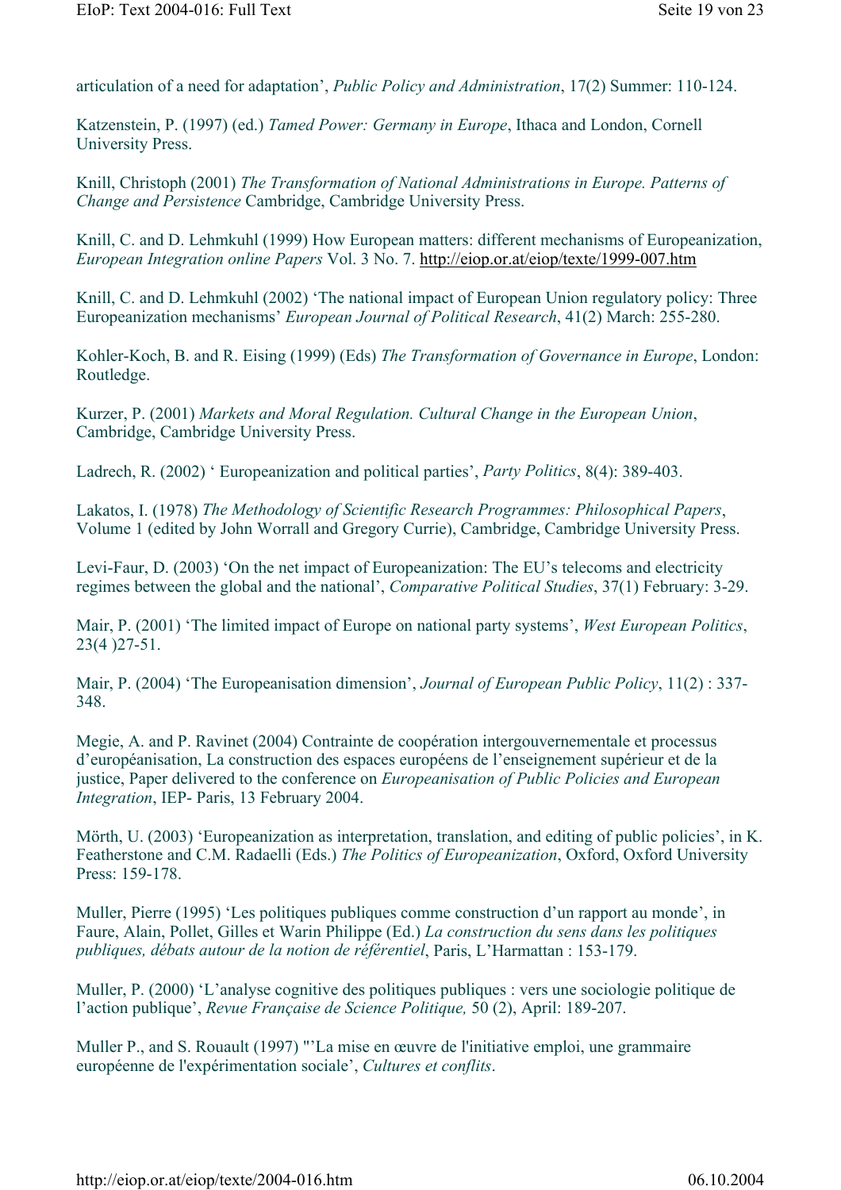articulation of a need for adaptation', *Public Policy and Administration*, 17(2) Summer: 110-124.

Katzenstein, P. (1997) (ed.) *Tamed Power: Germany in Europe*, Ithaca and London, Cornell University Press.

Knill, Christoph (2001) *The Transformation of National Administrations in Europe. Patterns of Change and Persistence* Cambridge, Cambridge University Press.

Knill, C. and D. Lehmkuhl (1999) How European matters: different mechanisms of Europeanization, *European Integration online Papers* Vol. 3 No. 7. http://eiop.or.at/eiop/texte/1999-007.htm

Knill, C. and D. Lehmkuhl (2002) 'The national impact of European Union regulatory policy: Three Europeanization mechanisms' *European Journal of Political Research*, 41(2) March: 255-280.

Kohler-Koch, B. and R. Eising (1999) (Eds) *The Transformation of Governance in Europe*, London: Routledge.

Kurzer, P. (2001) *Markets and Moral Regulation. Cultural Change in the European Union*, Cambridge, Cambridge University Press.

Ladrech, R. (2002) ' Europeanization and political parties', *Party Politics*, 8(4): 389-403.

Lakatos, I. (1978) *The Methodology of Scientific Research Programmes: Philosophical Papers*, Volume 1 (edited by John Worrall and Gregory Currie), Cambridge, Cambridge University Press.

Levi-Faur, D. (2003) 'On the net impact of Europeanization: The EU's telecoms and electricity regimes between the global and the national', *Comparative Political Studies*, 37(1) February: 3-29.

Mair, P. (2001) 'The limited impact of Europe on national party systems', *West European Politics*, 23(4 )27-51.

Mair, P. (2004) 'The Europeanisation dimension', *Journal of European Public Policy*, 11(2) : 337-348.

Megie, A. and P. Ravinet (2004) Contrainte de coopération intergouvernementale et processus d'européanisation, La construction des espaces européens de l'enseignement supérieur et de la justice, Paper delivered to the conference on *Europeanisation of Public Policies and European Integration*, IEP- Paris, 13 February 2004.

Mörth, U. (2003) 'Europeanization as interpretation, translation, and editing of public policies', in K. Featherstone and C.M. Radaelli (Eds.) *The Politics of Europeanization*, Oxford, Oxford University Press: 159-178.

Muller, Pierre (1995) 'Les politiques publiques comme construction d'un rapport au monde', in Faure, Alain, Pollet, Gilles et Warin Philippe (Ed.) *La construction du sens dans les politiques publiques, débats autour de la notion de référentiel*, Paris, L'Harmattan : 153-179.

Muller, P. (2000) 'L'analyse cognitive des politiques publiques : vers une sociologie politique de l'action publique', *Revue Française de Science Politique,* 50 (2), April: 189-207.

Muller P., and S. Rouault (1997) "'La mise en œuvre de l'initiative emploi, une grammaire européenne de l'expérimentation sociale', *Cultures et conflits*.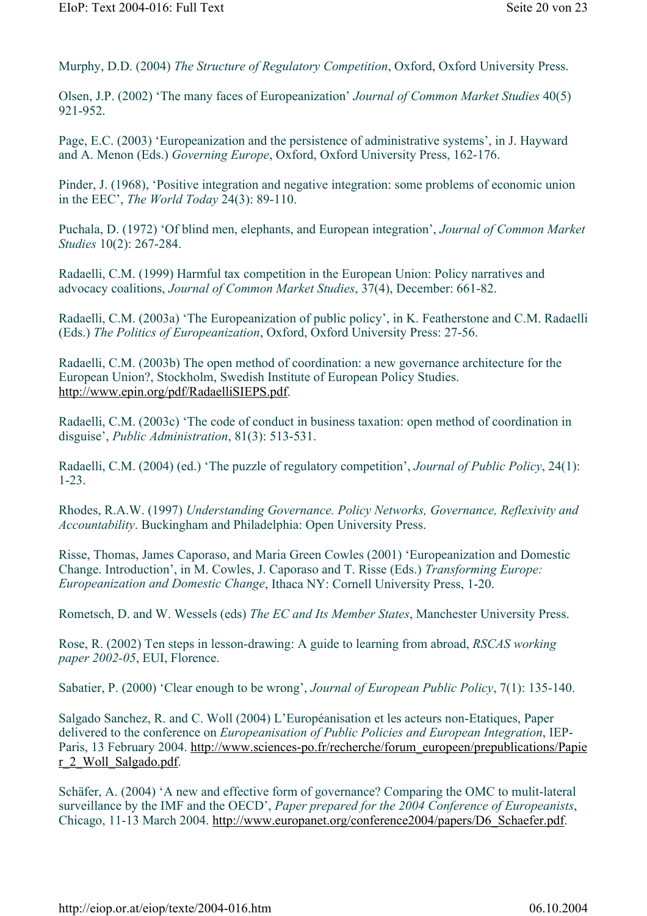Murphy, D.D. (2004) *The Structure of Regulatory Competition*, Oxford, Oxford University Press.

Olsen, J.P. (2002) 'The many faces of Europeanization' *Journal of Common Market Studies* 40(5) 921-952.

Page, E.C. (2003) 'Europeanization and the persistence of administrative systems', in J. Hayward and A. Menon (Eds.) *Governing Europe*, Oxford, Oxford University Press, 162-176.

Pinder, J. (1968), 'Positive integration and negative integration: some problems of economic union in the EEC', *The World Today* 24(3): 89-110.

Puchala, D. (1972) 'Of blind men, elephants, and European integration', *Journal of Common Market Studies* 10(2): 267-284.

Radaelli, C.M. (1999) Harmful tax competition in the European Union: Policy narratives and advocacy coalitions, *Journal of Common Market Studies*, 37(4), December: 661-82.

Radaelli, C.M. (2003a) 'The Europeanization of public policy', in K. Featherstone and C.M. Radaelli (Eds.) *The Politics of Europeanization*, Oxford, Oxford University Press: 27-56.

Radaelli, C.M. (2003b) The open method of coordination: a new governance architecture for the European Union?, Stockholm, Swedish Institute of European Policy Studies. http://www.epin.org/pdf/RadaelliSIEPS.pdf.

Radaelli, C.M. (2003c) 'The code of conduct in business taxation: open method of coordination in disguise', *Public Administration*, 81(3): 513-531.

Radaelli, C.M. (2004) (ed.) 'The puzzle of regulatory competition', *Journal of Public Policy*, 24(1): 1-23.

Rhodes, R.A.W. (1997) *Understanding Governance. Policy Networks, Governance, Reflexivity and Accountability*. Buckingham and Philadelphia: Open University Press.

Risse, Thomas, James Caporaso, and Maria Green Cowles (2001) 'Europeanization and Domestic Change. Introduction', in M. Cowles, J. Caporaso and T. Risse (Eds.) *Transforming Europe: Europeanization and Domestic Change*, Ithaca NY: Cornell University Press, 1-20.

Rometsch, D. and W. Wessels (eds) *The EC and Its Member States*, Manchester University Press.

Rose, R. (2002) Ten steps in lesson-drawing: A guide to learning from abroad, *RSCAS working paper 2002-05*, EUI, Florence.

Sabatier, P. (2000) 'Clear enough to be wrong', *Journal of European Public Policy*, 7(1): 135-140.

Salgado Sanchez, R. and C. Woll (2004) L'Européanisation et les acteurs non-Etatiques, Paper delivered to the conference on *Europeanisation of Public Policies and European Integration*, IEP-Paris, 13 February 2004. http://www.sciences-po.fr/recherche/forum_europeen/prepublications/Papier_2_Woll_Salgado.pdf.

Schäfer, A. (2004) 'A new and effective form of governance? Comparing the OMC to mulit-lateral surveillance by the IMF and the OECD', *Paper prepared for the 2004 Conference of Europeanists*, Chicago, 11-13 March 2004. http://www.europanet.org/conference2004/papers/D6_Schaefer.pdf.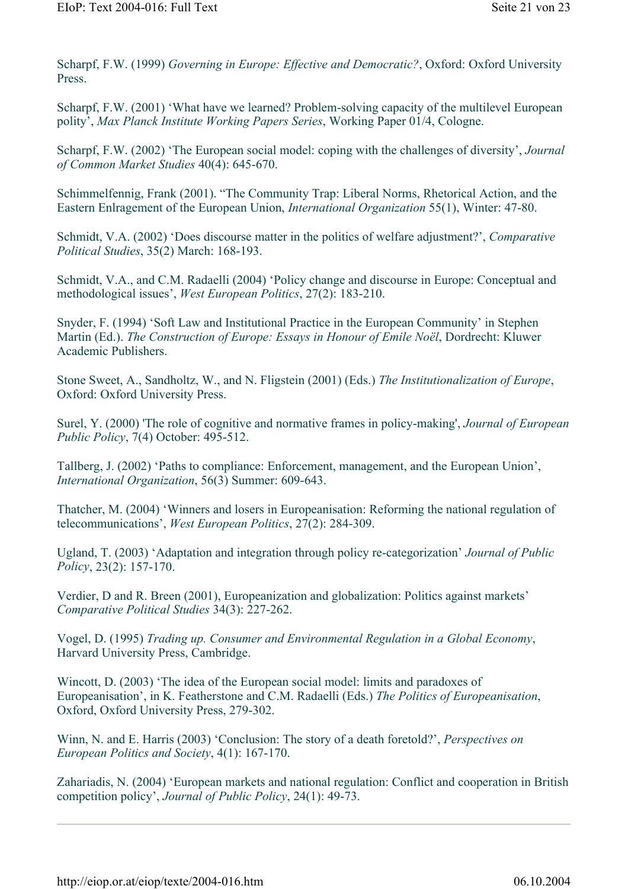Scharpf, F.W. (1999) *Governing in Europe: Effective and Democratic?*, Oxford: Oxford University Press.

Scharpf, F.W. (2001) 'What have we learned? Problem-solving capacity of the multilevel European polity', *Max Planck Institute Working Papers Series*, Working Paper 01/4, Cologne.

Scharpf, F.W. (2002) 'The European social model: coping with the challenges of diversity', *Journal of Common Market Studies* 40(4): 645-670.

Schimmelfennig, Frank (2001). "The Community Trap: Liberal Norms, Rhetorical Action, and the Eastern Enlragement of the European Union, *International Organization* 55(1), Winter: 47-80.

Schmidt, V.A. (2002) 'Does discourse matter in the politics of welfare adjustment?', *Comparative Political Studies*, 35(2) March: 168-193.

Schmidt, V.A., and C.M. Radaelli (2004) 'Policy change and discourse in Europe: Conceptual and methodological issues', *West European Politics*, 27(2): 183-210.

Snyder, F. (1994) 'Soft Law and Institutional Practice in the European Community' in Stephen Martin (Ed.). *The Construction of Europe: Essays in Honour of Emile Noël*, Dordrecht: Kluwer Academic Publishers.

Stone Sweet, A., Sandholtz, W., and N. Fligstein (2001) (Eds.) *The Institutionalization of Europe*, Oxford: Oxford University Press.

Surel, Y. (2000) 'The role of cognitive and normative frames in policy-making', *Journal of European Public Policy*, 7(4) October: 495-512.

Tallberg, J. (2002) 'Paths to compliance: Enforcement, management, and the European Union', *International Organization*, 56(3) Summer: 609-643.

Thatcher, M. (2004) 'Winners and losers in Europeanisation: Reforming the national regulation of telecommunications', *West European Politics*, 27(2): 284-309.

Ugland, T. (2003) 'Adaptation and integration through policy re-categorization' *Journal of Public Policy*, 23(2): 157-170.

Verdier, D and R. Breen (2001), Europeanization and globalization: Politics against markets' *Comparative Political Studies* 34(3): 227-262.

Vogel, D. (1995) *Trading up. Consumer and Environmental Regulation in a Global Economy*, Harvard University Press, Cambridge.

Wincott, D. (2003) 'The idea of the European social model: limits and paradoxes of Europeanisation', in K. Featherstone and C.M. Radaelli (Eds.) *The Politics of Europeanisation*, Oxford, Oxford University Press, 279-302.

Winn, N. and E. Harris (2003) 'Conclusion: The story of a death foretold?', *Perspectives on European Politics and Society*, 4(1): 167-170.

Zahariadis, N. (2004) 'European markets and national regulation: Conflict and cooperation in British competition policy', *Journal of Public Policy*, 24(1): 49-73.

---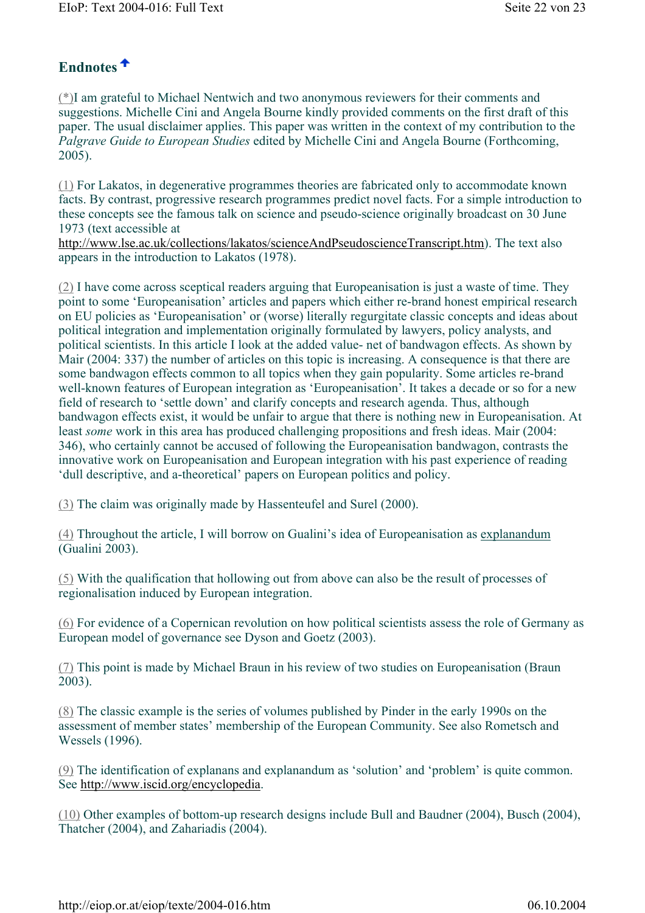## Endnotes

(*)I am grateful to Michael Nentwich and two anonymous reviewers for their comments and suggestions. Michelle Cini and Angela Bourne kindly provided comments on the first draft of this paper. The usual disclaimer applies. This paper was written in the context of my contribution to the *Palgrave Guide to European Studies* edited by Michelle Cini and Angela Bourne (Forthcoming, 2005).

(1) For Lakatos, in degenerative programmes theories are fabricated only to accommodate known facts. By contrast, progressive research programmes predict novel facts. For a simple introduction to these concepts see the famous talk on science and pseudo-science originally broadcast on 30 June 1973 (text accessible at http://www.lse.ac.uk/collections/lakatos/scienceAndPseudoscienceTranscript.htm). The text also appears in the introduction to Lakatos (1978).

(2) I have come across sceptical readers arguing that Europeanisation is just a waste of time. They point to some 'Europeanisation' articles and papers which either re-brand honest empirical research on EU policies as 'Europeanisation' or (worse) literally regurgitate classic concepts and ideas about political integration and implementation originally formulated by lawyers, policy analysts, and political scientists. In this article I look at the added value- net of bandwagon effects. As shown by Mair (2004: 337) the number of articles on this topic is increasing. A consequence is that there are some bandwagon effects common to all topics when they gain popularity. Some articles re-brand well-known features of European integration as 'Europeanisation'. It takes a decade or so for a new field of research to 'settle down' and clarify concepts and research agenda. Thus, although bandwagon effects exist, it would be unfair to argue that there is nothing new in Europeanisation. At least *some* work in this area has produced challenging propositions and fresh ideas. Mair (2004: 346), who certainly cannot be accused of following the Europeanisation bandwagon, contrasts the innovative work on Europeanisation and European integration with his past experience of reading 'dull descriptive, and a-theoretical' papers on European politics and policy.

(3) The claim was originally made by Hassenteufel and Surel (2000).

(4) Throughout the article, I will borrow on Gualini's idea of Europeanisation as explanandum (Gualini 2003).

(5) With the qualification that hollowing out from above can also be the result of processes of regionalisation induced by European integration.

(6) For evidence of a Copernican revolution on how political scientists assess the role of Germany as European model of governance see Dyson and Goetz (2003).

(7) This point is made by Michael Braun in his review of two studies on Europeanisation (Braun 2003).

(8) The classic example is the series of volumes published by Pinder in the early 1990s on the assessment of member states' membership of the European Community. See also Rometsch and Wessels (1996).

(9) The identification of explanans and explanandum as 'solution' and 'problem' is quite common. See http://www.iscid.org/encyclopedia.

(10) Other examples of bottom-up research designs include Bull and Baudner (2004), Busch (2004), Thatcher (2004), and Zahariadis (2004).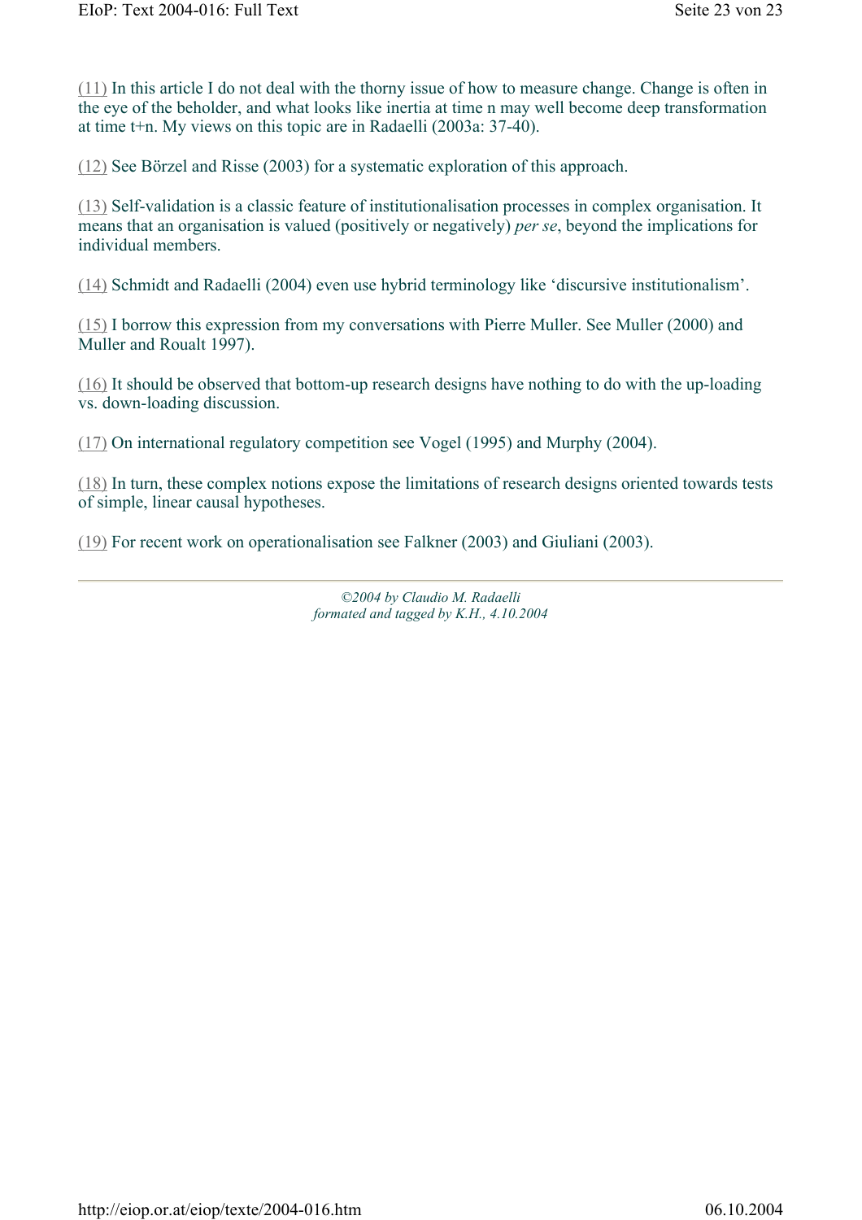(11) In this article I do not deal with the thorny issue of how to measure change. Change is often in the eye of the beholder, and what looks like inertia at time n may well become deep transformation at time t+n. My views on this topic are in Radaelli (2003a: 37-40).

(12) See Börzel and Risse (2003) for a systematic exploration of this approach.

(13) Self-validation is a classic feature of institutionalisation processes in complex organisation. It means that an organisation is valued (positively or negatively) *per se*, beyond the implications for individual members.

(14) Schmidt and Radaelli (2004) even use hybrid terminology like 'discursive institutionalism'.

(15) I borrow this expression from my conversations with Pierre Muller. See Muller (2000) and Muller and Roualt 1997).

(16) It should be observed that bottom-up research designs have nothing to do with the up-loading vs. down-loading discussion.

(17) On international regulatory competition see Vogel (1995) and Murphy (2004).

(18) In turn, these complex notions expose the limitations of research designs oriented towards tests of simple, linear causal hypotheses.

(19) For recent work on operationalisation see Falkner (2003) and Giuliani (2003).

---

*©2004 by Claudio M. Radaelli*
*formated and tagged by K.H., 4.10.2004*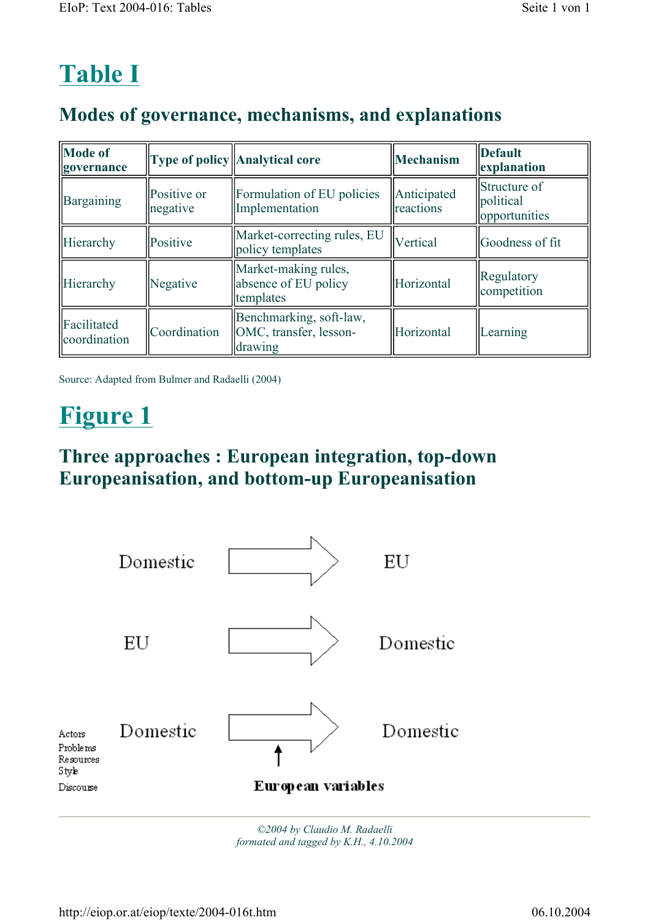# Table I

## Modes of governance, mechanisms, and explanations

| Mode of governance | Type of policy | Analytical core | Mechanism | Default explanation |
|---|---|---|---|---|
| Bargaining | Positive or negative | Formulation of EU policies Implementation | Anticipated reactions | Structure of political opportunities |
| Hierarchy | Positive | Market-correcting rules, EU policy templates | Vertical | Goodness of fit |
| Hierarchy | Negative | Market-making rules, absence of EU policy templates | Horizontal | Regulatory competition |
| Facilitated coordination | Coordination | Benchmarking, soft-law, OMC, transfer, lesson-drawing | Horizontal | Learning |

Source: Adapted from Bulmer and Radaelli (2004)

# Figure 1

## Three approaches : European integration, top-down Europeanisation, and bottom-up Europeanisation

Domestic → EU

EU → Domestic

Actors
Problems
Resources
Style
Discourse

Domestic → Domestic

European variables

*©2004 by Claudio M. Radaelli*
*formated and tagged by K.H., 4.10.2004*